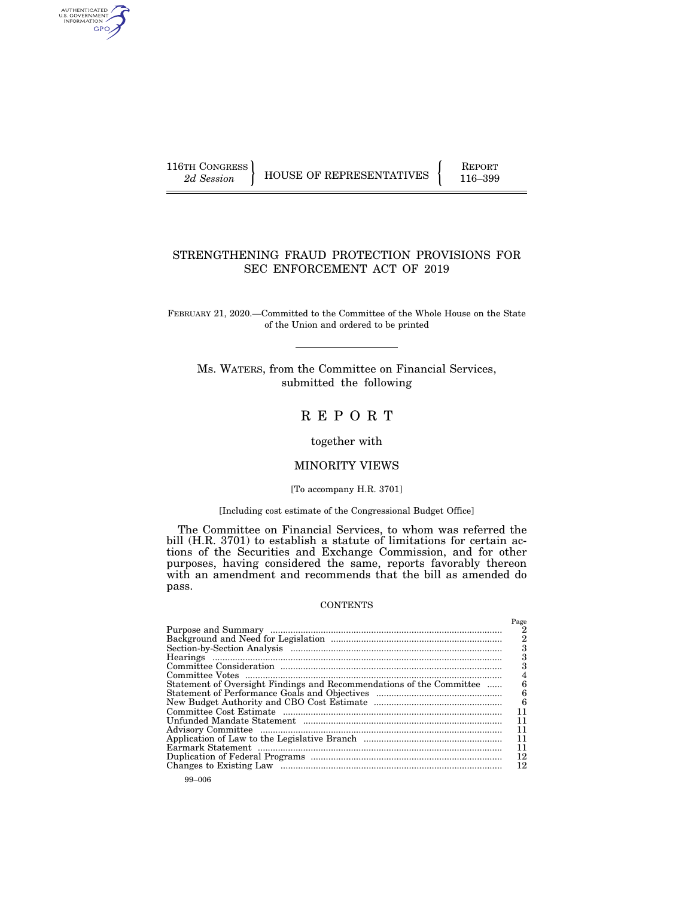116TH CONGRESS
*2d Session*

HOUSE OF REPRESENTATIVES

REPORT
116–399

# STRENGTHENING FRAUD PROTECTION PROVISIONS FOR SEC ENFORCEMENT ACT OF 2019

FEBRUARY 21, 2020.—Committed to the Committee of the Whole House on the State of the Union and ordered to be printed

Ms. WATERS, from the Committee on Financial Services, submitted the following

# R E P O R T

together with

## MINORITY VIEWS

[To accompany H.R. 3701]

[Including cost estimate of the Congressional Budget Office]

The Committee on Financial Services, to whom was referred the bill (H.R. 3701) to establish a statute of limitations for certain actions of the Securities and Exchange Commission, and for other purposes, having considered the same, reports favorably thereon with an amendment and recommends that the bill as amended do pass.

CONTENTS

| | Page |
|---|---|
| Purpose and Summary | 2 |
| Background and Need for Legislation | 2 |
| Section-by-Section Analysis | 3 |
| Hearings | 3 |
| Committee Consideration | 3 |
| Committee Votes | 4 |
| Statement of Oversight Findings and Recommendations of the Committee | 6 |
| Statement of Performance Goals and Objectives | 6 |
| New Budget Authority and CBO Cost Estimate | 6 |
| Committee Cost Estimate | 11 |
| Unfunded Mandate Statement | 11 |
| Advisory Committee | 11 |
| Application of Law to the Legislative Branch | 11 |
| Earmark Statement | 11 |
| Duplication of Federal Programs | 12 |
| Changes to Existing Law | 12 |

99–006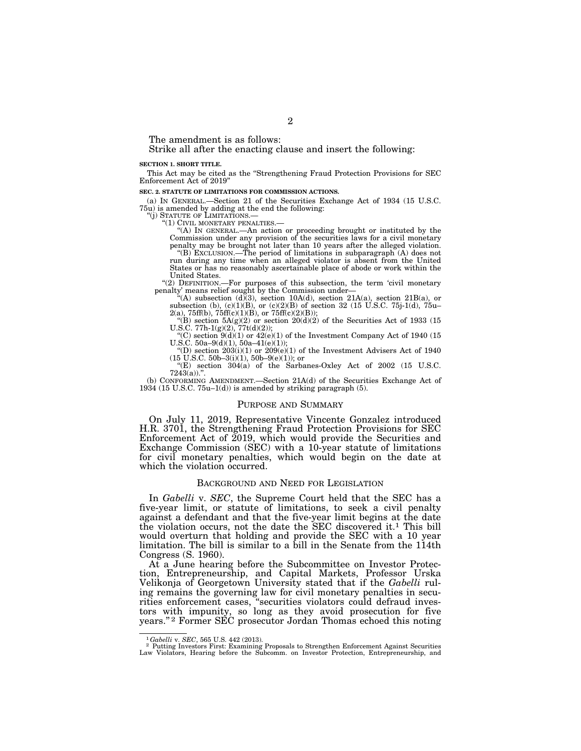The amendment is as follows:

Strike all after the enacting clause and insert the following:

**SECTION 1. SHORT TITLE.**

This Act may be cited as the "Strengthening Fraud Protection Provisions for SEC Enforcement Act of 2019"

**SEC. 2. STATUTE OF LIMITATIONS FOR COMMISSION ACTIONS.**

(a) IN GENERAL.—Section 21 of the Securities Exchange Act of 1934 (15 U.S.C. 75u) is amended by adding at the end the following:

"(j) STATUTE OF LIMITATIONS.—

"(1) CIVIL MONETARY PENALTIES.—

"(A) IN GENERAL.—An action or proceeding brought or instituted by the Commission under any provision of the securities laws for a civil monetary penalty may be brought not later than 10 years after the alleged violation.

"(B) EXCLUSION.—The period of limitations in subparagraph (A) does not run during any time when an alleged violator is absent from the United States or has no reasonably ascertainable place of abode or work within the United States.

"(2) DEFINITION.—For purposes of this subsection, the term 'civil monetary penalty' means relief sought by the Commission under—

"(A) subsection (d)(3), section 10A(d), section 21A(a), section 21B(a), or subsection (b), (c)(1)(B), or (c)(2)(B) of section 32 (15 U.S.C. 75j-1(d), 75u–2(a), 75ff(b), 75ff(c)(1)(B), or 75ff(c)(2)(B));

"(B) section 5A(g)(2) or section 20(d)(2) of the Securities Act of 1933 (15 U.S.C. 77h-1(g)(2), 77t(d)(2));

"(C) section 9(d)(1) or 42(e)(1) of the Investment Company Act of 1940 (15 U.S.C. 50a–9(d)(1), 50a–41(e)(1));

"(D) section 203(i)(1) or 209(e)(1) of the Investment Advisers Act of 1940 (15 U.S.C. 50b–3(i)(1), 50b–9(e)(1)); or

"(E) section 304(a) of the Sarbanes-Oxley Act of 2002 (15 U.S.C. 7243(a)).".

(b) CONFORMING AMENDMENT.—Section 21A(d) of the Securities Exchange Act of 1934 (15 U.S.C. 75u–1(d)) is amended by striking paragraph (5).

## PURPOSE AND SUMMARY

On July 11, 2019, Representative Vincente Gonzalez introduced H.R. 3701, the Strengthening Fraud Protection Provisions for SEC Enforcement Act of 2019, which would provide the Securities and Exchange Commission (SEC) with a 10-year statute of limitations for civil monetary penalties, which would begin on the date at which the violation occurred.

## BACKGROUND AND NEED FOR LEGISLATION

In *Gabelli* v. *SEC*, the Supreme Court held that the SEC has a five-year limit, or statute of limitations, to seek a civil penalty against a defendant and that the five-year limit begins at the date the violation occurs, not the date the SEC discovered it.[1] This bill would overturn that holding and provide the SEC with a 10 year limitation. The bill is similar to a bill in the Senate from the 114th Congress (S. 1960).

At a June hearing before the Subcommittee on Investor Protection, Entrepreneurship, and Capital Markets, Professor Urska Velikonja of Georgetown University stated that if the *Gabelli* ruling remains the governing law for civil monetary penalties in securities enforcement cases, "securities violators could defraud investors with impunity, so long as they avoid prosecution for five years."[2] Former SEC prosecutor Jordan Thomas echoed this noting

[1] *Gabelli* v. *SEC*, 565 U.S. 442 (2013).

[2] Putting Investors First: Examining Proposals to Strengthen Enforcement Against Securities Law Violators, Hearing before the Subcomm. on Investor Protection, Entrepreneurship, and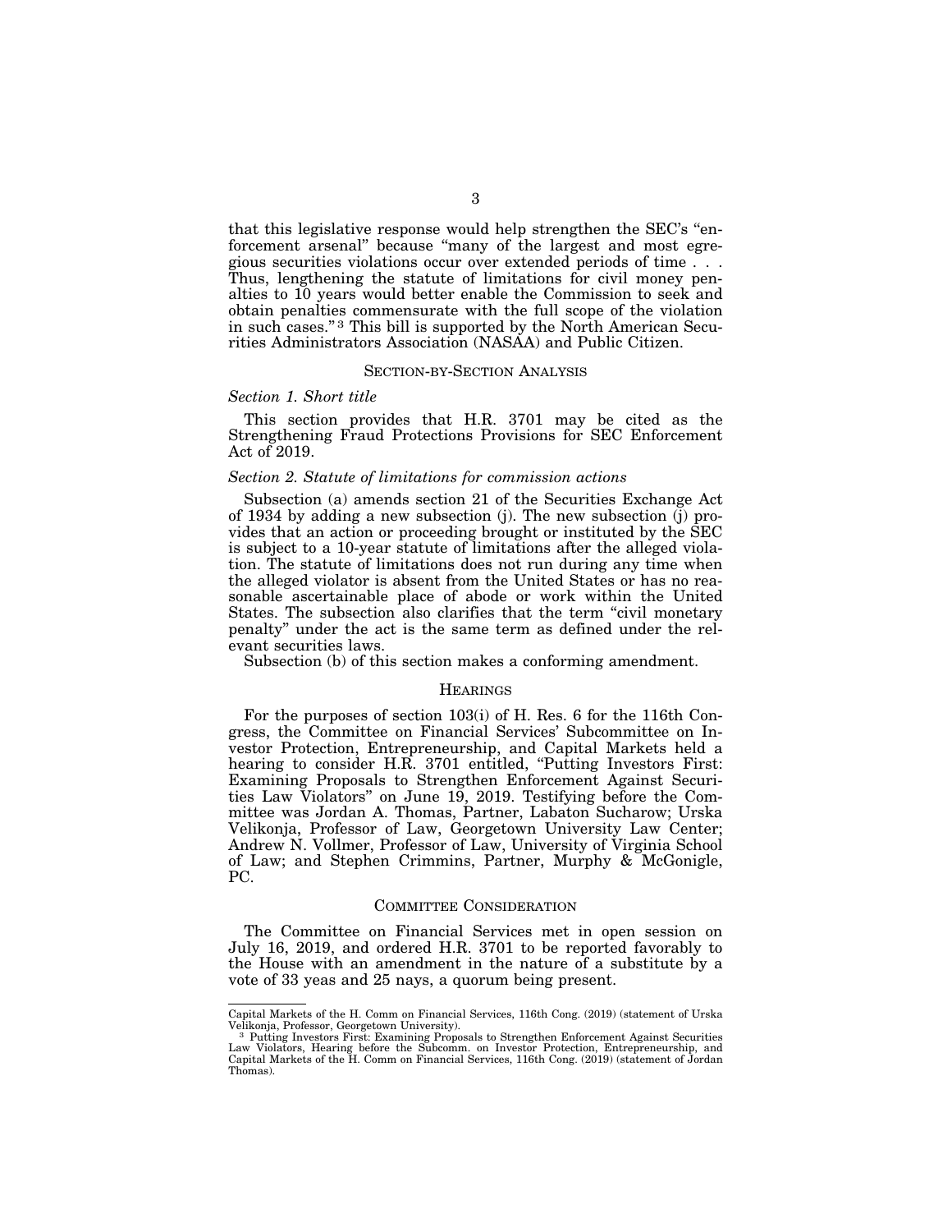that this legislative response would help strengthen the SEC's "enforcement arsenal" because "many of the largest and most egregious securities violations occur over extended periods of time . . . Thus, lengthening the statute of limitations for civil money penalties to 10 years would better enable the Commission to seek and obtain penalties commensurate with the full scope of the violation in such cases."[3] This bill is supported by the North American Securities Administrators Association (NASAA) and Public Citizen.

## SECTION-BY-SECTION ANALYSIS

### *Section 1. Short title*

This section provides that H.R. 3701 may be cited as the Strengthening Fraud Protections Provisions for SEC Enforcement Act of 2019.

### *Section 2. Statute of limitations for commission actions*

Subsection (a) amends section 21 of the Securities Exchange Act of 1934 by adding a new subsection (j). The new subsection (j) provides that an action or proceeding brought or instituted by the SEC is subject to a 10-year statute of limitations after the alleged violation. The statute of limitations does not run during any time when the alleged violator is absent from the United States or has no reasonable ascertainable place of abode or work within the United States. The subsection also clarifies that the term "civil monetary penalty" under the act is the same term as defined under the relevant securities laws.

Subsection (b) of this section makes a conforming amendment.

## HEARINGS

For the purposes of section 103(i) of H. Res. 6 for the 116th Congress, the Committee on Financial Services' Subcommittee on Investor Protection, Entrepreneurship, and Capital Markets held a hearing to consider H.R. 3701 entitled, "Putting Investors First: Examining Proposals to Strengthen Enforcement Against Securities Law Violators" on June 19, 2019. Testifying before the Committee was Jordan A. Thomas, Partner, Labaton Sucharow; Urska Velikonja, Professor of Law, Georgetown University Law Center; Andrew N. Vollmer, Professor of Law, University of Virginia School of Law; and Stephen Crimmins, Partner, Murphy & McGonigle, PC.

## COMMITTEE CONSIDERATION

The Committee on Financial Services met in open session on July 16, 2019, and ordered H.R. 3701 to be reported favorably to the House with an amendment in the nature of a substitute by a vote of 33 yeas and 25 nays, a quorum being present.

---

Capital Markets of the H. Comm on Financial Services, 116th Cong. (2019) (statement of Urska Velikonja, Professor, Georgetown University).

[3] Putting Investors First: Examining Proposals to Strengthen Enforcement Against Securities Law Violators, Hearing before the Subcomm. on Investor Protection, Entrepreneurship, and Capital Markets of the H. Comm on Financial Services, 116th Cong. (2019) (statement of Jordan Thomas).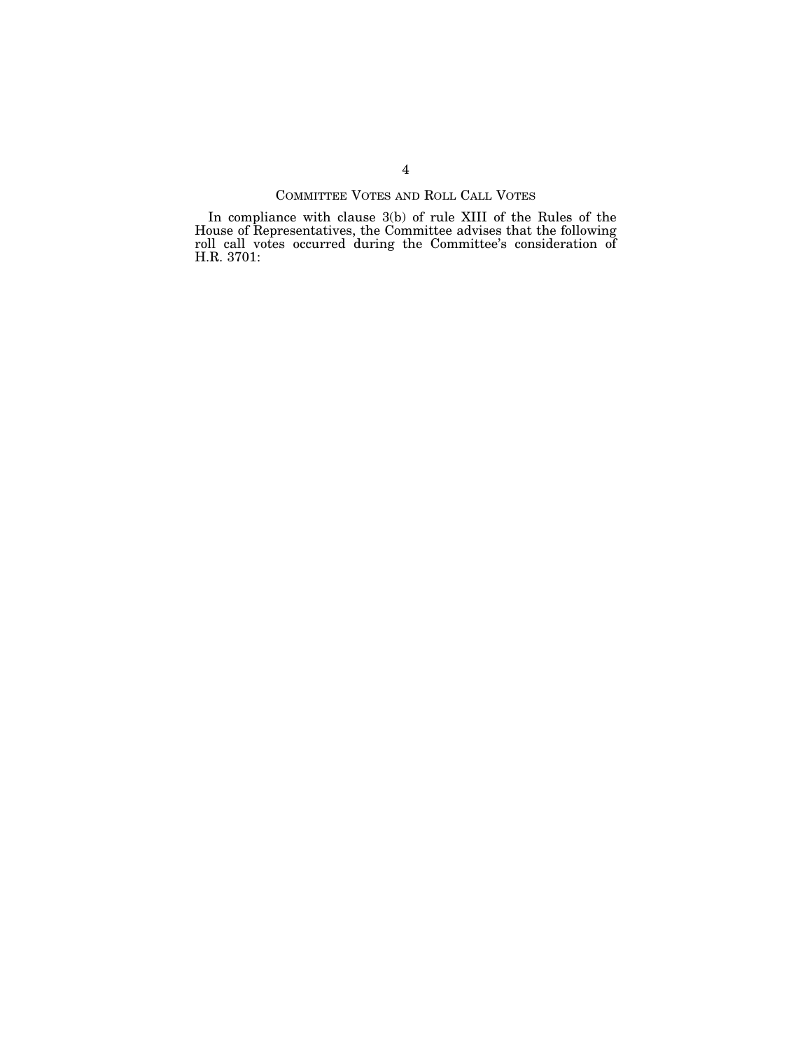## COMMITTEE VOTES AND ROLL CALL VOTES

In compliance with clause 3(b) of rule XIII of the Rules of the House of Representatives, the Committee advises that the following roll call votes occurred during the Committee's consideration of H.R. 3701: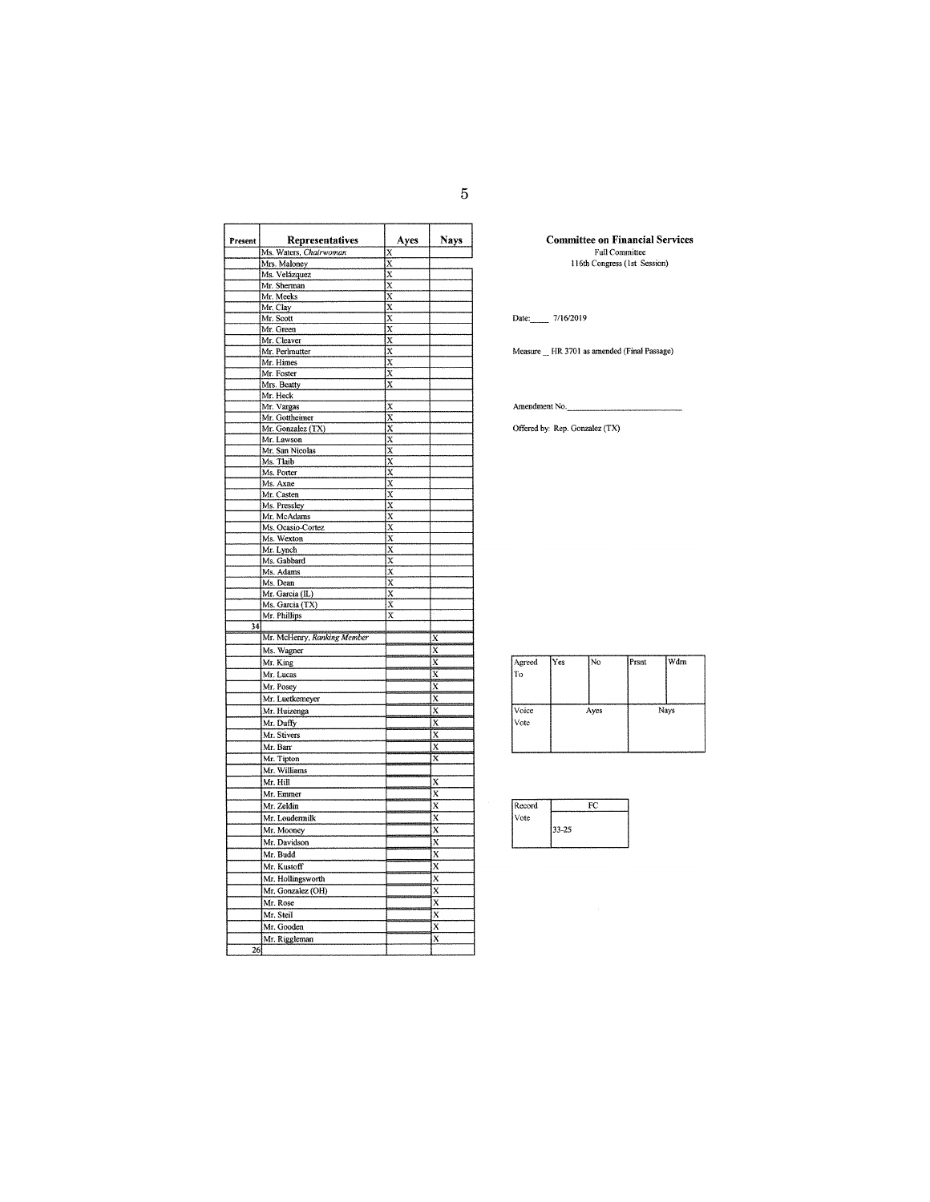## Committee on Financial Services

Full Committee
116th Congress (1st Session)

Date: 7/16/2019

Measure _ HR 3701 as amended (Final Passage)

Amendment No.\_\_\_\_\_\_\_\_\_\_\_\_\_\_\_\_\_\_\_\_

Offered by: Rep. Gonzalez (TX)

| Present | Representatives | Ayes | Nays |
|---|---|---|---|
| | Ms. Waters, *Chairwoman* | X | |
| | Mrs. Maloney | X | |
| | Ms. Velázquez | X | |
| | Mr. Sherman | X | |
| | Mr. Meeks | X | |
| | Mr. Clay | X | |
| | Mr. Scott | X | |
| | Mr. Green | X | |
| | Mr. Cleaver | X | |
| | Mr. Perlmutter | X | |
| | Mr. Himes | X | |
| | Mr. Foster | X | |
| | Mrs. Beatty | X | |
| | Mr. Heck | | |
| | Mr. Vargas | X | |
| | Mr. Gottheimer | X | |
| | Mr. Gonzalez (TX) | X | |
| | Mr. Lawson | X | |
| | Mr. San Nicolas | X | |
| | Ms. Tlaib | X | |
| | Ms. Porter | X | |
| | Ms. Axne | X | |
| | Mr. Casten | X | |
| | Ms. Pressley | X | |
| | Mr. McAdams | X | |
| | Ms. Ocasio-Cortez | X | |
| | Ms. Wexton | X | |
| | Mr. Lynch | X | |
| | Ms. Gabbard | X | |
| | Ms. Adams | X | |
| | Ms. Dean | X | |
| | Mr. Garcia (IL) | X | |
| | Ms. Garcia (TX) | X | |
| | Mr. Phillips | X | |
| 34 | | | |
| | Mr. McHenry, *Ranking Member* | | X |
| | Ms. Wagner | | X |
| | Mr. King | | X |
| | Mr. Lucas | | X |
| | Mr. Posey | | X |
| | Mr. Luetkemeyer | | X |
| | Mr. Huizenga | | X |
| | Mr. Duffy | | X |
| | Mr. Stivers | | X |
| | Mr. Barr | | X |
| | Mr. Tipton | | X |
| | Mr. Williams | | |
| | Mr. Hill | | X |
| | Mr. Emmer | | X |
| | Mr. Zeldin | | X |
| | Mr. Loudermilk | | X |
| | Mr. Mooney | | X |
| | Mr. Davidson | | X |
| | Mr. Budd | | X |
| | Mr. Kustoff | | X |
| | Mr. Hollingsworth | | X |
| | Mr. Gonzalez (OH) | | X |
| | Mr. Rose | | X |
| | Mr. Steil | | X |
| | Mr. Gooden | | X |
| | Mr. Riggleman | | X |
| 26 | | | |

| Agreed To | Yes | No | Prsnt | Wdrn |
|---|---|---|---|---|
| | | | | |
| **Voice Vote** | Ayes | | Nays | |
| | | | | |

| Record Vote | FC |
|---|---|
| | 33-25 |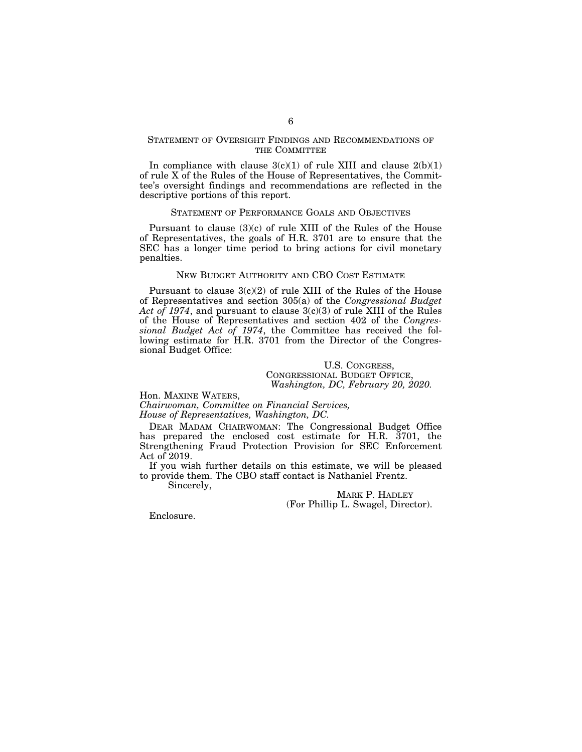## STATEMENT OF OVERSIGHT FINDINGS AND RECOMMENDATIONS OF THE COMMITTEE

In compliance with clause 3(c)(1) of rule XIII and clause 2(b)(1) of rule X of the Rules of the House of Representatives, the Committee's oversight findings and recommendations are reflected in the descriptive portions of this report.

## STATEMENT OF PERFORMANCE GOALS AND OBJECTIVES

Pursuant to clause (3)(c) of rule XIII of the Rules of the House of Representatives, the goals of H.R. 3701 are to ensure that the SEC has a longer time period to bring actions for civil monetary penalties.

## NEW BUDGET AUTHORITY AND CBO COST ESTIMATE

Pursuant to clause 3(c)(2) of rule XIII of the Rules of the House of Representatives and section 305(a) of the *Congressional Budget Act of 1974*, and pursuant to clause 3(c)(3) of rule XIII of the Rules of the House of Representatives and section 402 of the *Congressional Budget Act of 1974*, the Committee has received the following estimate for H.R. 3701 from the Director of the Congressional Budget Office:

U.S. CONGRESS,
CONGRESSIONAL BUDGET OFFICE,
*Washington, DC, February 20, 2020.*

Hon. MAXINE WATERS,
*Chairwoman, Committee on Financial Services,*
*House of Representatives, Washington, DC.*

DEAR MADAM CHAIRWOMAN: The Congressional Budget Office has prepared the enclosed cost estimate for H.R. 3701, the Strengthening Fraud Protection Provision for SEC Enforcement Act of 2019.

If you wish further details on this estimate, we will be pleased to provide them. The CBO staff contact is Nathaniel Frentz.

Sincerely,

MARK P. HADLEY
(For Phillip L. Swagel, Director).

Enclosure.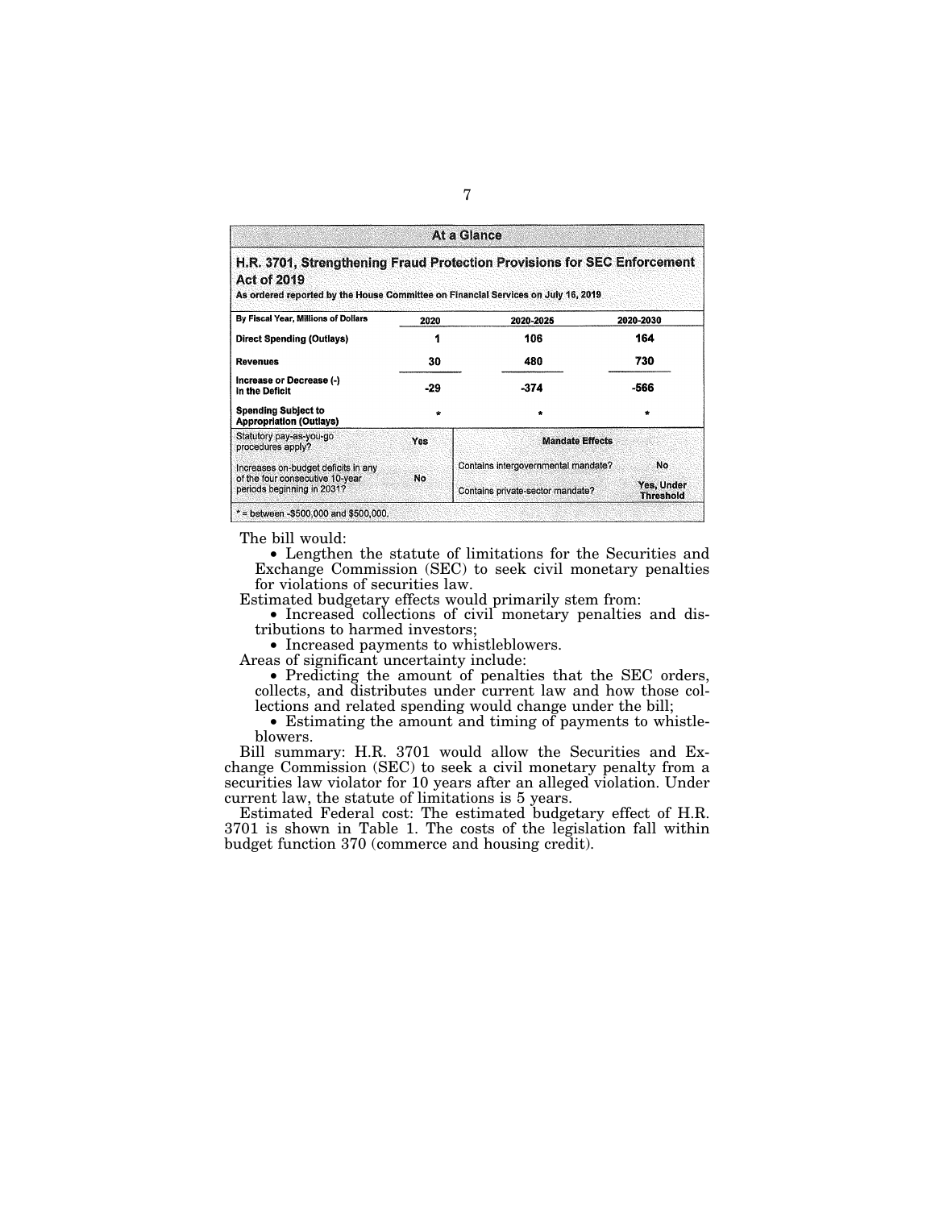**At a Glance**

**H.R. 3701, Strengthening Fraud Protection Provisions for SEC Enforcement Act of 2019**

**As ordered reported by the House Committee on Financial Services on July 16, 2019**

| By Fiscal Year, Millions of Dollars | 2020 | 2020-2025 | 2020-2030 |
|---|---|---|---|
| Direct Spending (Outlays) | 1 | 106 | 164 |
| Revenues | 30 | 480 | 730 |
| Increase or Decrease (-) in the Deficit | -29 | -374 | -566 |
| Spending Subject to Appropriation (Outlays) | * | * | * |

| Statutory pay-as-you-go procedures apply? | Yes | Mandate Effects | |
|---|---|---|---|
| Increases on-budget deficits in any of the four consecutive 10-year periods beginning in 2031? | No | Contains intergovernmental mandate? | No |
| | | Contains private-sector mandate? | Yes, Under Threshold |

* = between -$500,000 and $500,000.

The bill would:

- Lengthen the statute of limitations for the Securities and Exchange Commission (SEC) to seek civil monetary penalties for violations of securities law.

Estimated budgetary effects would primarily stem from:

- Increased collections of civil monetary penalties and distributions to harmed investors;
- Increased payments to whistleblowers.

Areas of significant uncertainty include:

- Predicting the amount of penalties that the SEC orders, collects, and distributes under current law and how those collections and related spending would change under the bill;
- Estimating the amount and timing of payments to whistleblowers.

Bill summary: H.R. 3701 would allow the Securities and Exchange Commission (SEC) to seek a civil monetary penalty from a securities law violator for 10 years after an alleged violation. Under current law, the statute of limitations is 5 years.

Estimated Federal cost: The estimated budgetary effect of H.R. 3701 is shown in Table 1. The costs of the legislation fall within budget function 370 (commerce and housing credit).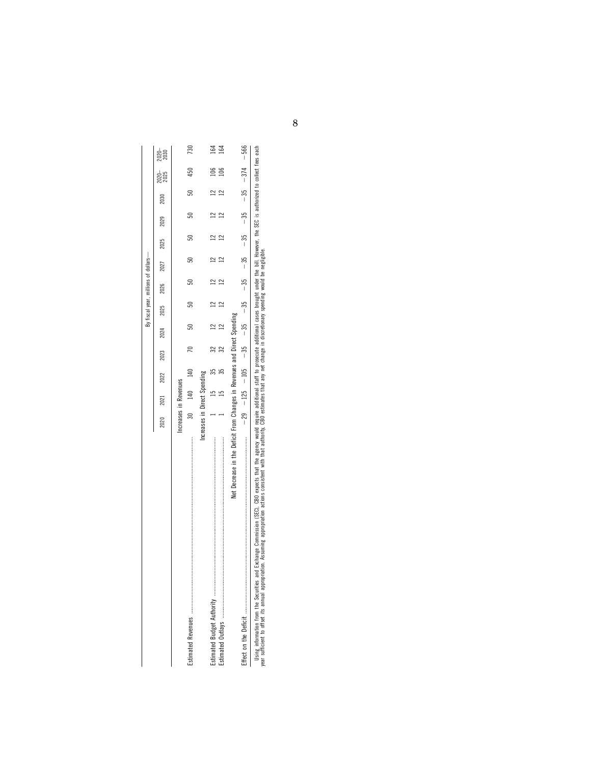| | By fiscal year, millions of dollars— | | | | | | | | | | | | |
|---|---|---|---|---|---|---|---|---|---|---|---|---|---|
| | 2020 | 2021 | 2022 | 2023 | 2024 | 2025 | 2026 | 2027 | 2028 | 2029 | 2030 | 2020–2025 | 2020–2030 |
| **Increases in Revenues** | | | | | | | | | | | | | |
| Estimated Revenues | 30 | 140 | 140 | 70 | 50 | 50 | 50 | 50 | 50 | 50 | 50 | 450 | 730 |
| **Increases in Direct Spending** | | | | | | | | | | | | | |
| Estimated Budget Authority | 1 | 15 | 35 | 32 | 12 | 12 | 12 | 12 | 12 | 12 | 12 | 106 | 164 |
| Estimated Outlays | 1 | 15 | 35 | 32 | 12 | 12 | 12 | 12 | 12 | 12 | 12 | 106 | 164 |
| **Net Decrease in the Deficit From Changes in Revenues and Direct Spending** | | | | | | | | | | | | | |
| Effect on the Deficit | −29 | −125 | −105 | −35 | −35 | −35 | −35 | −35 | −35 | −35 | −35 | −374 | −566 |

Using information from the Securities and Exchange Commission (SEC), CBO expects that the agency would require additional staff to prosecute additional cases brought under the bill. However, the SEC is authorized to collect fees each year sufficient to offset its annual appropriation. Assuming appropriation actions consistent with that authority, CBO estimates that any net change in discretionary spending would be negligible.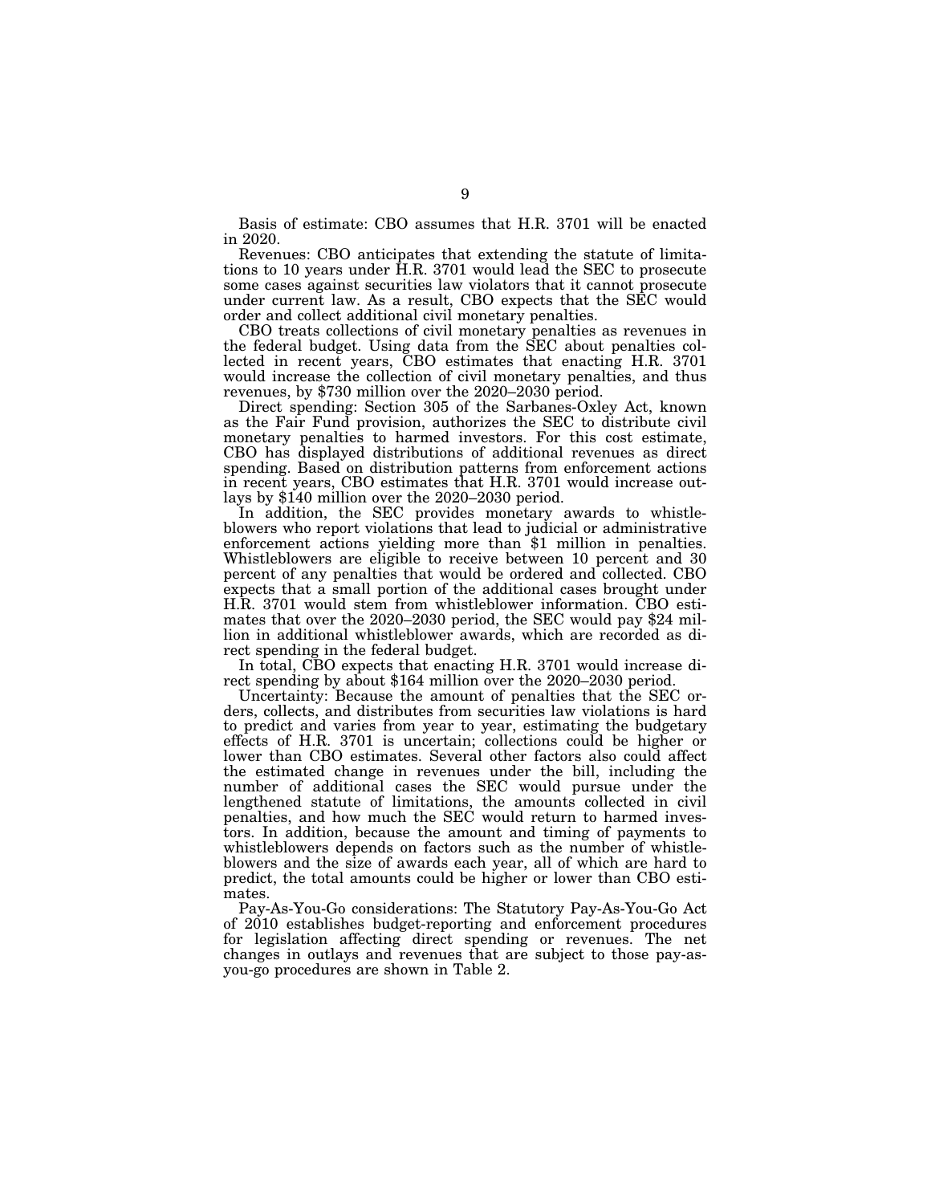Basis of estimate: CBO assumes that H.R. 3701 will be enacted in 2020.

Revenues: CBO anticipates that extending the statute of limitations to 10 years under H.R. 3701 would lead the SEC to prosecute some cases against securities law violators that it cannot prosecute under current law. As a result, CBO expects that the SEC would order and collect additional civil monetary penalties.

CBO treats collections of civil monetary penalties as revenues in the federal budget. Using data from the SEC about penalties collected in recent years, CBO estimates that enacting H.R. 3701 would increase the collection of civil monetary penalties, and thus revenues, by $730 million over the 2020–2030 period.

Direct spending: Section 305 of the Sarbanes-Oxley Act, known as the Fair Fund provision, authorizes the SEC to distribute civil monetary penalties to harmed investors. For this cost estimate, CBO has displayed distributions of additional revenues as direct spending. Based on distribution patterns from enforcement actions in recent years, CBO estimates that H.R. 3701 would increase outlays by $140 million over the 2020–2030 period.

In addition, the SEC provides monetary awards to whistleblowers who report violations that lead to judicial or administrative enforcement actions yielding more than $1 million in penalties. Whistleblowers are eligible to receive between 10 percent and 30 percent of any penalties that would be ordered and collected. CBO expects that a small portion of the additional cases brought under H.R. 3701 would stem from whistleblower information. CBO estimates that over the 2020–2030 period, the SEC would pay $24 million in additional whistleblower awards, which are recorded as direct spending in the federal budget.

In total, CBO expects that enacting H.R. 3701 would increase direct spending by about $164 million over the 2020–2030 period.

Uncertainty: Because the amount of penalties that the SEC orders, collects, and distributes from securities law violations is hard to predict and varies from year to year, estimating the budgetary effects of H.R. 3701 is uncertain; collections could be higher or lower than CBO estimates. Several other factors also could affect the estimated change in revenues under the bill, including the number of additional cases the SEC would pursue under the lengthened statute of limitations, the amounts collected in civil penalties, and how much the SEC would return to harmed investors. In addition, because the amount and timing of payments to whistleblowers depends on factors such as the number of whistleblowers and the size of awards each year, all of which are hard to predict, the total amounts could be higher or lower than CBO estimates.

Pay-As-You-Go considerations: The Statutory Pay-As-You-Go Act of 2010 establishes budget-reporting and enforcement procedures for legislation affecting direct spending or revenues. The net changes in outlays and revenues that are subject to those pay-as-you-go procedures are shown in Table 2.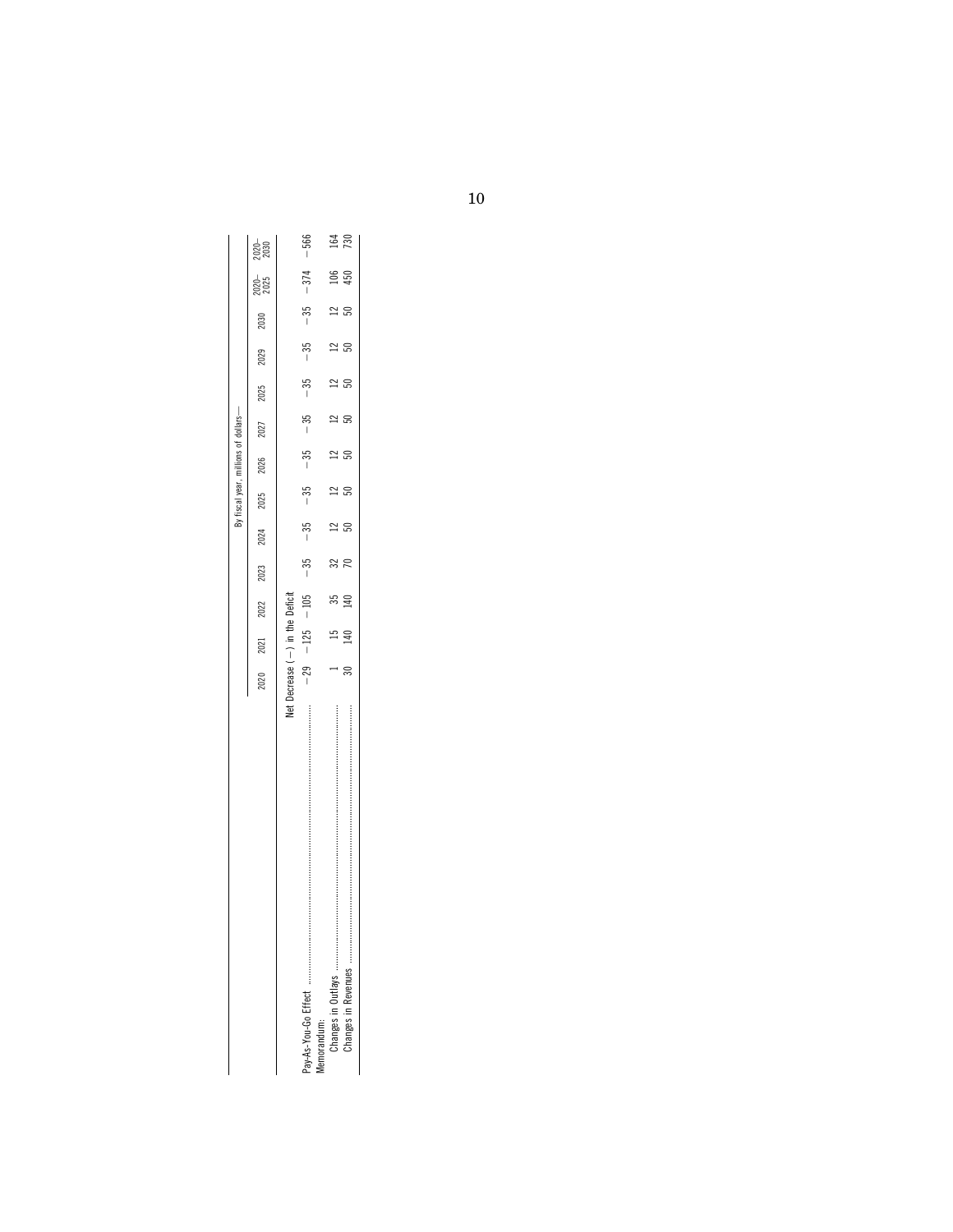| | By fiscal year, millions of dollars— | | | | | | | | | | | | |
|---|---|---|---|---|---|---|---|---|---|---|---|---|---|
| | 2020 | 2021 | 2022 | 2023 | 2024 | 2025 | 2026 | 2027 | 2025 | 2029 | 2030 | 2020–2025 | 2020–2030 |
| | Net Decrease (−) in the Deficit | | | | | | | | | | | | |
| Pay-As-You-Go Effect | −29 | −125 | −105 | −35 | −35 | −35 | −35 | −35 | −35 | −35 | −35 | −374 | −566 |
| Memorandum: | | | | | | | | | | | | | |
| Changes in Outlays | 1 | 15 | 35 | 32 | 12 | 12 | 12 | 12 | 12 | 12 | 12 | 106 | 164 |
| Changes in Revenues | 30 | 140 | 140 | 70 | 50 | 50 | 50 | 50 | 50 | 50 | 50 | 450 | 730 |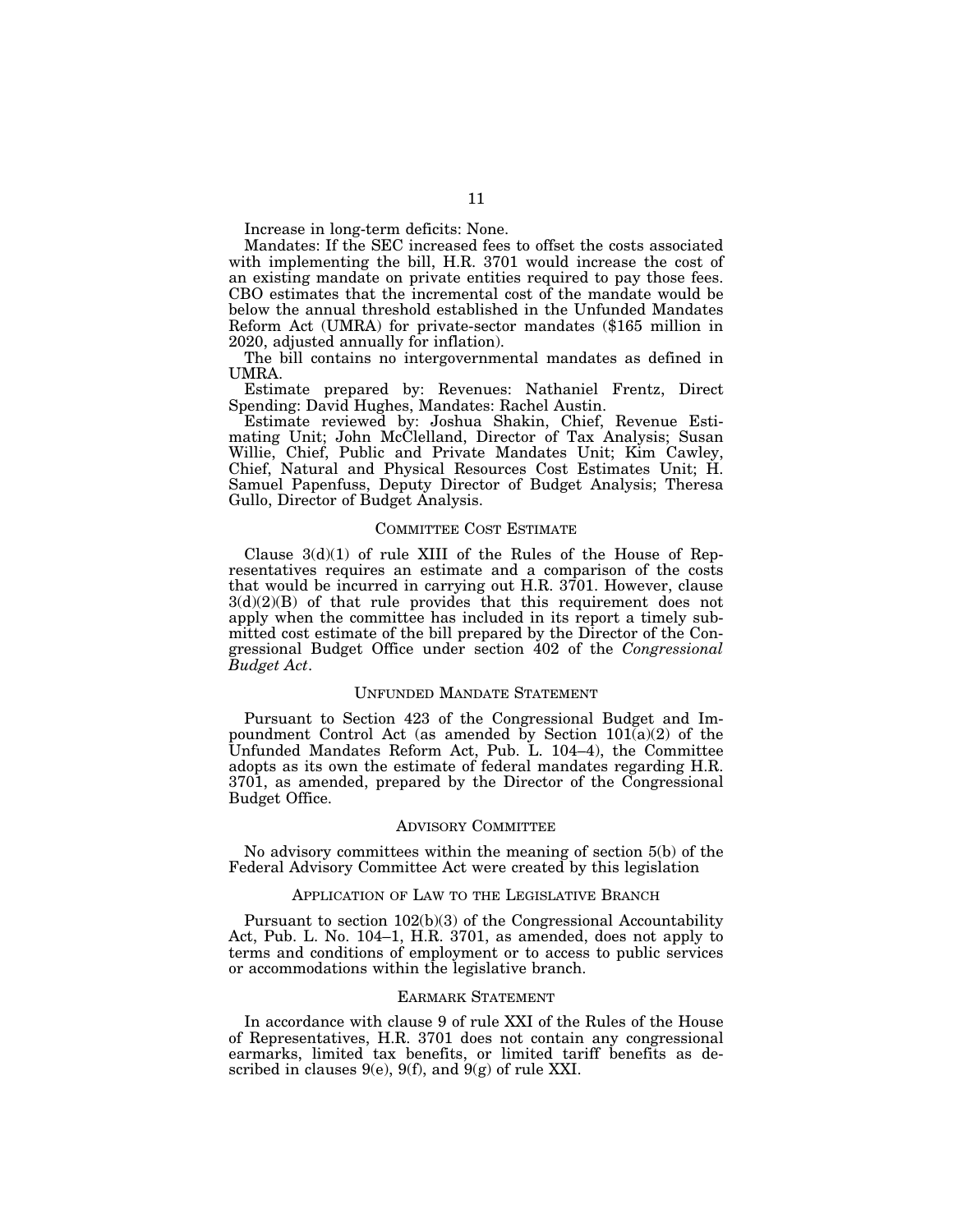Increase in long-term deficits: None.

Mandates: If the SEC increased fees to offset the costs associated with implementing the bill, H.R. 3701 would increase the cost of an existing mandate on private entities required to pay those fees. CBO estimates that the incremental cost of the mandate would be below the annual threshold established in the Unfunded Mandates Reform Act (UMRA) for private-sector mandates ($165 million in 2020, adjusted annually for inflation).

The bill contains no intergovernmental mandates as defined in UMRA.

Estimate prepared by: Revenues: Nathaniel Frentz, Direct Spending: David Hughes, Mandates: Rachel Austin.

Estimate reviewed by: Joshua Shakin, Chief, Revenue Estimating Unit; John McClelland, Director of Tax Analysis; Susan Willie, Chief, Public and Private Mandates Unit; Kim Cawley, Chief, Natural and Physical Resources Cost Estimates Unit; H. Samuel Papenfuss, Deputy Director of Budget Analysis; Theresa Gullo, Director of Budget Analysis.

## COMMITTEE COST ESTIMATE

Clause 3(d)(1) of rule XIII of the Rules of the House of Representatives requires an estimate and a comparison of the costs that would be incurred in carrying out H.R. 3701. However, clause 3(d)(2)(B) of that rule provides that this requirement does not apply when the committee has included in its report a timely submitted cost estimate of the bill prepared by the Director of the Congressional Budget Office under section 402 of the *Congressional Budget Act*.

## UNFUNDED MANDATE STATEMENT

Pursuant to Section 423 of the Congressional Budget and Impoundment Control Act (as amended by Section 101(a)(2) of the Unfunded Mandates Reform Act, Pub. L. 104–4), the Committee adopts as its own the estimate of federal mandates regarding H.R. 3701, as amended, prepared by the Director of the Congressional Budget Office.

## ADVISORY COMMITTEE

No advisory committees within the meaning of section 5(b) of the Federal Advisory Committee Act were created by this legislation

## APPLICATION OF LAW TO THE LEGISLATIVE BRANCH

Pursuant to section 102(b)(3) of the Congressional Accountability Act, Pub. L. No. 104–1, H.R. 3701, as amended, does not apply to terms and conditions of employment or to access to public services or accommodations within the legislative branch.

## EARMARK STATEMENT

In accordance with clause 9 of rule XXI of the Rules of the House of Representatives, H.R. 3701 does not contain any congressional earmarks, limited tax benefits, or limited tariff benefits as described in clauses 9(e), 9(f), and 9(g) of rule XXI.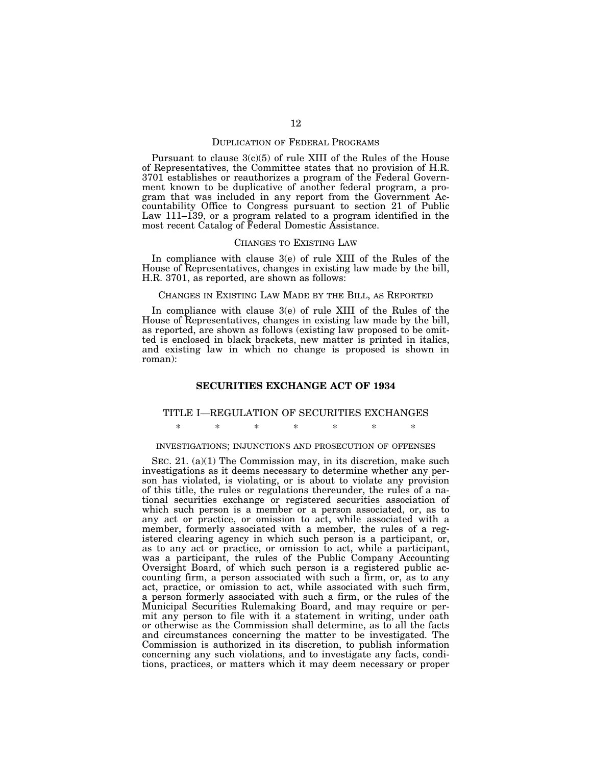## DUPLICATION OF FEDERAL PROGRAMS

Pursuant to clause 3(c)(5) of rule XIII of the Rules of the House of Representatives, the Committee states that no provision of H.R. 3701 establishes or reauthorizes a program of the Federal Government known to be duplicative of another federal program, a program that was included in any report from the Government Accountability Office to Congress pursuant to section 21 of Public Law 111–139, or a program related to a program identified in the most recent Catalog of Federal Domestic Assistance.

## CHANGES TO EXISTING LAW

In compliance with clause 3(e) of rule XIII of the Rules of the House of Representatives, changes in existing law made by the bill, H.R. 3701, as reported, are shown as follows:

## CHANGES IN EXISTING LAW MADE BY THE BILL, AS REPORTED

In compliance with clause 3(e) of rule XIII of the Rules of the House of Representatives, changes in existing law made by the bill, as reported, are shown as follows (existing law proposed to be omitted is enclosed in black brackets, new matter is printed in italics, and existing law in which no change is proposed is shown in roman):

# SECURITIES EXCHANGE ACT OF 1934

## TITLE I—REGULATION OF SECURITIES EXCHANGES

\* \* \* \* \* \* \*

### INVESTIGATIONS; INJUNCTIONS AND PROSECUTION OF OFFENSES

SEC. 21. (a)(1) The Commission may, in its discretion, make such investigations as it deems necessary to determine whether any person has violated, is violating, or is about to violate any provision of this title, the rules or regulations thereunder, the rules of a national securities exchange or registered securities association of which such person is a member or a person associated, or, as to any act or practice, or omission to act, while associated with a member, formerly associated with a member, the rules of a registered clearing agency in which such person is a participant, or, as to any act or practice, or omission to act, while a participant, was a participant, the rules of the Public Company Accounting Oversight Board, of which such person is a registered public accounting firm, a person associated with such a firm, or, as to any act, practice, or omission to act, while associated with such firm, a person formerly associated with such a firm, or the rules of the Municipal Securities Rulemaking Board, and may require or permit any person to file with it a statement in writing, under oath or otherwise as the Commission shall determine, as to all the facts and circumstances concerning the matter to be investigated. The Commission is authorized in its discretion, to publish information concerning any such violations, and to investigate any facts, conditions, practices, or matters which it may deem necessary or proper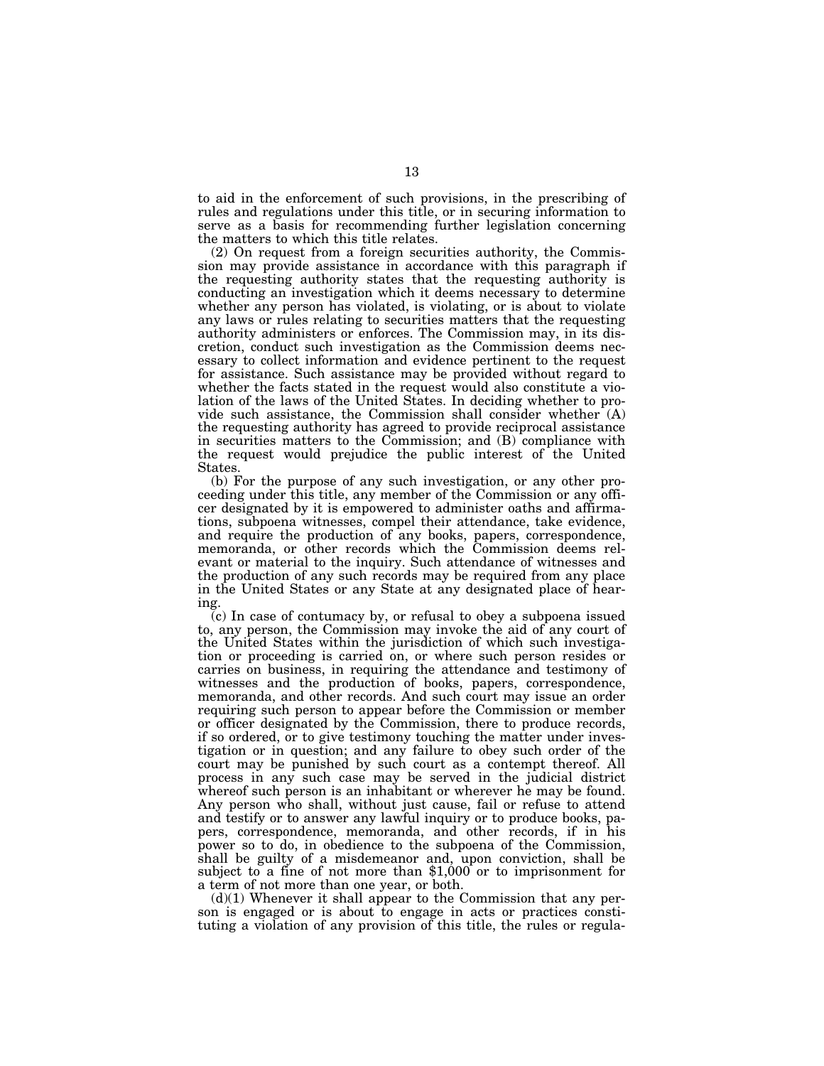to aid in the enforcement of such provisions, in the prescribing of rules and regulations under this title, or in securing information to serve as a basis for recommending further legislation concerning the matters to which this title relates.

(2) On request from a foreign securities authority, the Commission may provide assistance in accordance with this paragraph if the requesting authority states that the requesting authority is conducting an investigation which it deems necessary to determine whether any person has violated, is violating, or is about to violate any laws or rules relating to securities matters that the requesting authority administers or enforces. The Commission may, in its discretion, conduct such investigation as the Commission deems necessary to collect information and evidence pertinent to the request for assistance. Such assistance may be provided without regard to whether the facts stated in the request would also constitute a violation of the laws of the United States. In deciding whether to provide such assistance, the Commission shall consider whether (A) the requesting authority has agreed to provide reciprocal assistance in securities matters to the Commission; and (B) compliance with the request would prejudice the public interest of the United States.

(b) For the purpose of any such investigation, or any other proceeding under this title, any member of the Commission or any officer designated by it is empowered to administer oaths and affirmations, subpoena witnesses, compel their attendance, take evidence, and require the production of any books, papers, correspondence, memoranda, or other records which the Commission deems relevant or material to the inquiry. Such attendance of witnesses and the production of any such records may be required from any place in the United States or any State at any designated place of hearing.

(c) In case of contumacy by, or refusal to obey a subpoena issued to, any person, the Commission may invoke the aid of any court of the United States within the jurisdiction of which such investigation or proceeding is carried on, or where such person resides or carries on business, in requiring the attendance and testimony of witnesses and the production of books, papers, correspondence, memoranda, and other records. And such court may issue an order requiring such person to appear before the Commission or member or officer designated by the Commission, there to produce records, if so ordered, or to give testimony touching the matter under investigation or in question; and any failure to obey such order of the court may be punished by such court as a contempt thereof. All process in any such case may be served in the judicial district whereof such person is an inhabitant or wherever he may be found. Any person who shall, without just cause, fail or refuse to attend and testify or to answer any lawful inquiry or to produce books, papers, correspondence, memoranda, and other records, if in his power so to do, in obedience to the subpoena of the Commission, shall be guilty of a misdemeanor and, upon conviction, shall be subject to a fine of not more than $1,000 or to imprisonment for a term of not more than one year, or both.

(d)(1) Whenever it shall appear to the Commission that any person is engaged or is about to engage in acts or practices constituting a violation of any provision of this title, the rules or regula-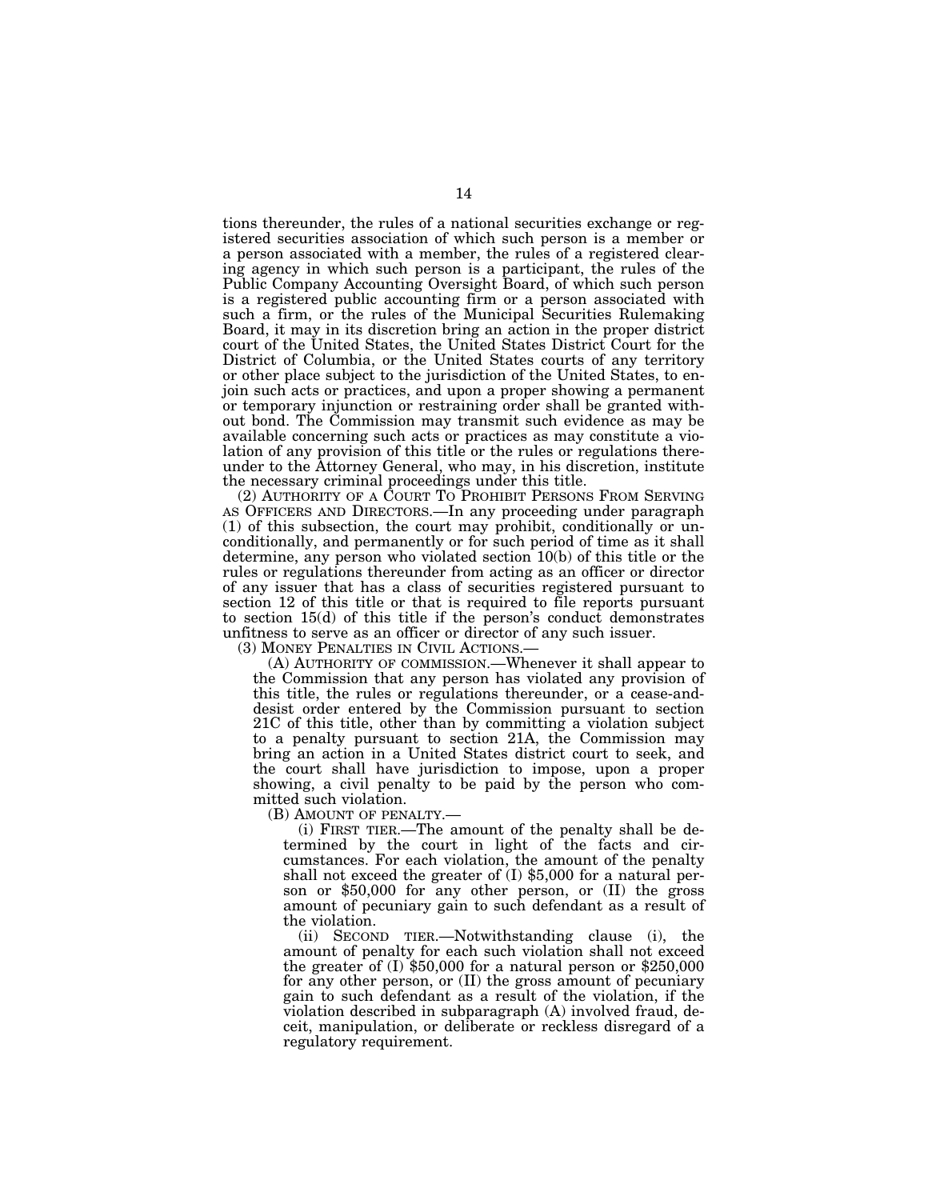tions thereunder, the rules of a national securities exchange or registered securities association of which such person is a member or a person associated with a member, the rules of a registered clearing agency in which such person is a participant, the rules of the Public Company Accounting Oversight Board, of which such person is a registered public accounting firm or a person associated with such a firm, or the rules of the Municipal Securities Rulemaking Board, it may in its discretion bring an action in the proper district court of the United States, the United States District Court for the District of Columbia, or the United States courts of any territory or other place subject to the jurisdiction of the United States, to enjoin such acts or practices, and upon a proper showing a permanent or temporary injunction or restraining order shall be granted without bond. The Commission may transmit such evidence as may be available concerning such acts or practices as may constitute a violation of any provision of this title or the rules or regulations thereunder to the Attorney General, who may, in his discretion, institute the necessary criminal proceedings under this title.

(2) AUTHORITY OF A COURT TO PROHIBIT PERSONS FROM SERVING AS OFFICERS AND DIRECTORS.—In any proceeding under paragraph (1) of this subsection, the court may prohibit, conditionally or unconditionally, and permanently or for such period of time as it shall determine, any person who violated section 10(b) of this title or the rules or regulations thereunder from acting as an officer or director of any issuer that has a class of securities registered pursuant to section 12 of this title or that is required to file reports pursuant to section 15(d) of this title if the person's conduct demonstrates unfitness to serve as an officer or director of any such issuer.

(3) MONEY PENALTIES IN CIVIL ACTIONS.—

(A) AUTHORITY OF COMMISSION.—Whenever it shall appear to the Commission that any person has violated any provision of this title, the rules or regulations thereunder, or a cease-and-desist order entered by the Commission pursuant to section 21C of this title, other than by committing a violation subject to a penalty pursuant to section 21A, the Commission may bring an action in a United States district court to seek, and the court shall have jurisdiction to impose, upon a proper showing, a civil penalty to be paid by the person who committed such violation.

(B) AMOUNT OF PENALTY.—

(i) FIRST TIER.—The amount of the penalty shall be determined by the court in light of the facts and circumstances. For each violation, the amount of the penalty shall not exceed the greater of (I) $5,000 for a natural person or $50,000 for any other person, or (II) the gross amount of pecuniary gain to such defendant as a result of the violation.

(ii) SECOND TIER.—Notwithstanding clause (i), the amount of penalty for each such violation shall not exceed the greater of (I) $50,000 for a natural person or $250,000 for any other person, or (II) the gross amount of pecuniary gain to such defendant as a result of the violation, if the violation described in subparagraph (A) involved fraud, deceit, manipulation, or deliberate or reckless disregard of a regulatory requirement.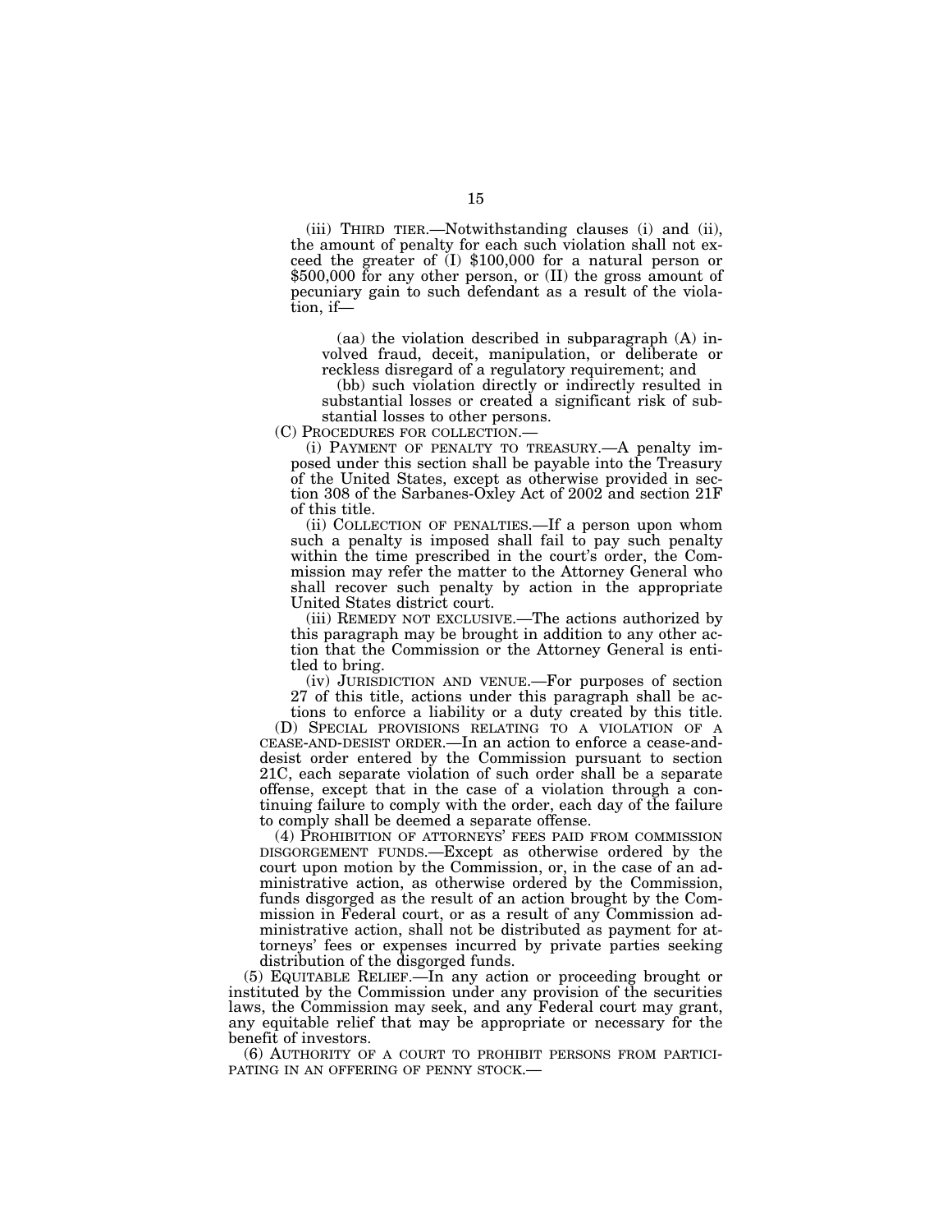(iii) THIRD TIER.—Notwithstanding clauses (i) and (ii), the amount of penalty for each such violation shall not exceed the greater of (I) $100,000 for a natural person or $500,000 for any other person, or (II) the gross amount of pecuniary gain to such defendant as a result of the violation, if—

(aa) the violation described in subparagraph (A) involved fraud, deceit, manipulation, or deliberate or reckless disregard of a regulatory requirement; and

(bb) such violation directly or indirectly resulted in substantial losses or created a significant risk of substantial losses to other persons.

(C) PROCEDURES FOR COLLECTION.—

(i) PAYMENT OF PENALTY TO TREASURY.—A penalty imposed under this section shall be payable into the Treasury of the United States, except as otherwise provided in section 308 of the Sarbanes-Oxley Act of 2002 and section 21F of this title.

(ii) COLLECTION OF PENALTIES.—If a person upon whom such a penalty is imposed shall fail to pay such penalty within the time prescribed in the court's order, the Commission may refer the matter to the Attorney General who shall recover such penalty by action in the appropriate United States district court.

(iii) REMEDY NOT EXCLUSIVE.—The actions authorized by this paragraph may be brought in addition to any other action that the Commission or the Attorney General is entitled to bring.

(iv) JURISDICTION AND VENUE.—For purposes of section 27 of this title, actions under this paragraph shall be actions to enforce a liability or a duty created by this title.

(D) SPECIAL PROVISIONS RELATING TO A VIOLATION OF A CEASE-AND-DESIST ORDER.—In an action to enforce a cease-and-desist order entered by the Commission pursuant to section 21C, each separate violation of such order shall be a separate offense, except that in the case of a violation through a continuing failure to comply with the order, each day of the failure to comply shall be deemed a separate offense.

(4) PROHIBITION OF ATTORNEYS' FEES PAID FROM COMMISSION DISGORGEMENT FUNDS.—Except as otherwise ordered by the court upon motion by the Commission, or, in the case of an administrative action, as otherwise ordered by the Commission, funds disgorged as the result of an action brought by the Commission in Federal court, or as a result of any Commission administrative action, shall not be distributed as payment for attorneys' fees or expenses incurred by private parties seeking distribution of the disgorged funds.

(5) EQUITABLE RELIEF.—In any action or proceeding brought or instituted by the Commission under any provision of the securities laws, the Commission may seek, and any Federal court may grant, any equitable relief that may be appropriate or necessary for the benefit of investors.

(6) AUTHORITY OF A COURT TO PROHIBIT PERSONS FROM PARTICIPATING IN AN OFFERING OF PENNY STOCK.—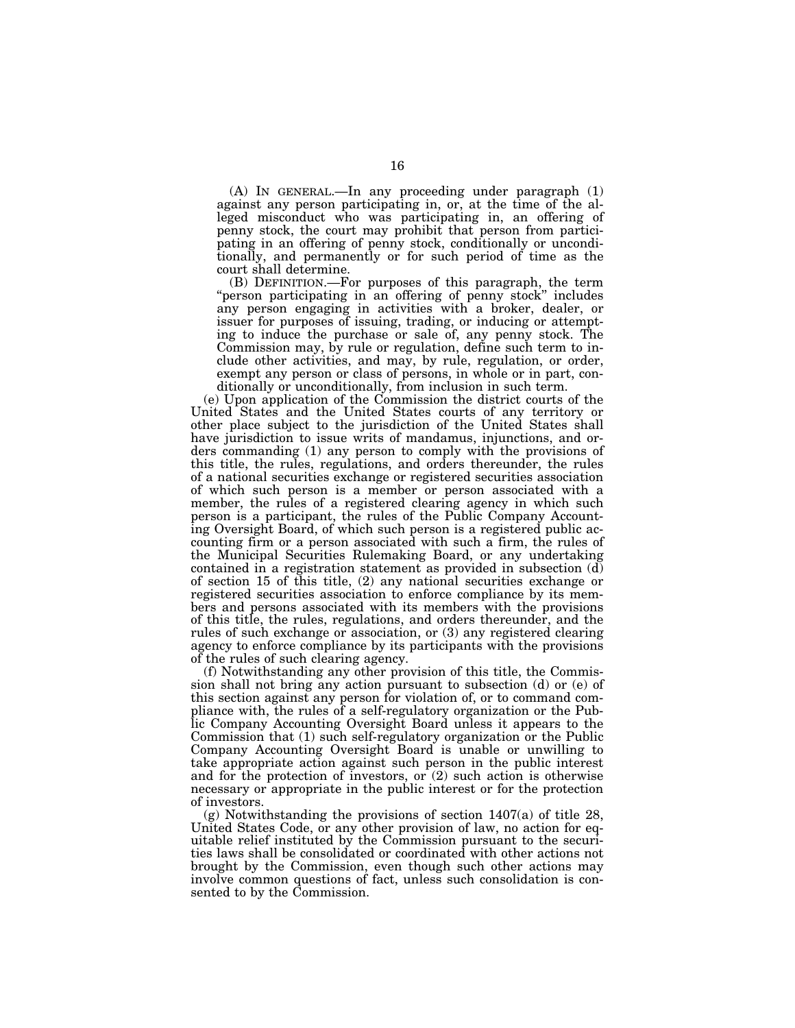(A) IN GENERAL.—In any proceeding under paragraph (1) against any person participating in, or, at the time of the alleged misconduct who was participating in, an offering of penny stock, the court may prohibit that person from participating in an offering of penny stock, conditionally or unconditionally, and permanently or for such period of time as the court shall determine.

(B) DEFINITION.—For purposes of this paragraph, the term "person participating in an offering of penny stock" includes any person engaging in activities with a broker, dealer, or issuer for purposes of issuing, trading, or inducing or attempting to induce the purchase or sale of, any penny stock. The Commission may, by rule or regulation, define such term to include other activities, and may, by rule, regulation, or order, exempt any person or class of persons, in whole or in part, conditionally or unconditionally, from inclusion in such term.

(e) Upon application of the Commission the district courts of the United States and the United States courts of any territory or other place subject to the jurisdiction of the United States shall have jurisdiction to issue writs of mandamus, injunctions, and orders commanding (1) any person to comply with the provisions of this title, the rules, regulations, and orders thereunder, the rules of a national securities exchange or registered securities association of which such person is a member or person associated with a member, the rules of a registered clearing agency in which such person is a participant, the rules of the Public Company Accounting Oversight Board, of which such person is a registered public accounting firm or a person associated with such a firm, the rules of the Municipal Securities Rulemaking Board, or any undertaking contained in a registration statement as provided in subsection (d) of section 15 of this title, (2) any national securities exchange or registered securities association to enforce compliance by its members and persons associated with its members with the provisions of this title, the rules, regulations, and orders thereunder, and the rules of such exchange or association, or (3) any registered clearing agency to enforce compliance by its participants with the provisions of the rules of such clearing agency.

(f) Notwithstanding any other provision of this title, the Commission shall not bring any action pursuant to subsection (d) or (e) of this section against any person for violation of, or to command compliance with, the rules of a self-regulatory organization or the Public Company Accounting Oversight Board unless it appears to the Commission that (1) such self-regulatory organization or the Public Company Accounting Oversight Board is unable or unwilling to take appropriate action against such person in the public interest and for the protection of investors, or (2) such action is otherwise necessary or appropriate in the public interest or for the protection of investors.

(g) Notwithstanding the provisions of section 1407(a) of title 28, United States Code, or any other provision of law, no action for equitable relief instituted by the Commission pursuant to the securities laws shall be consolidated or coordinated with other actions not brought by the Commission, even though such other actions may involve common questions of fact, unless such consolidation is consented to by the Commission.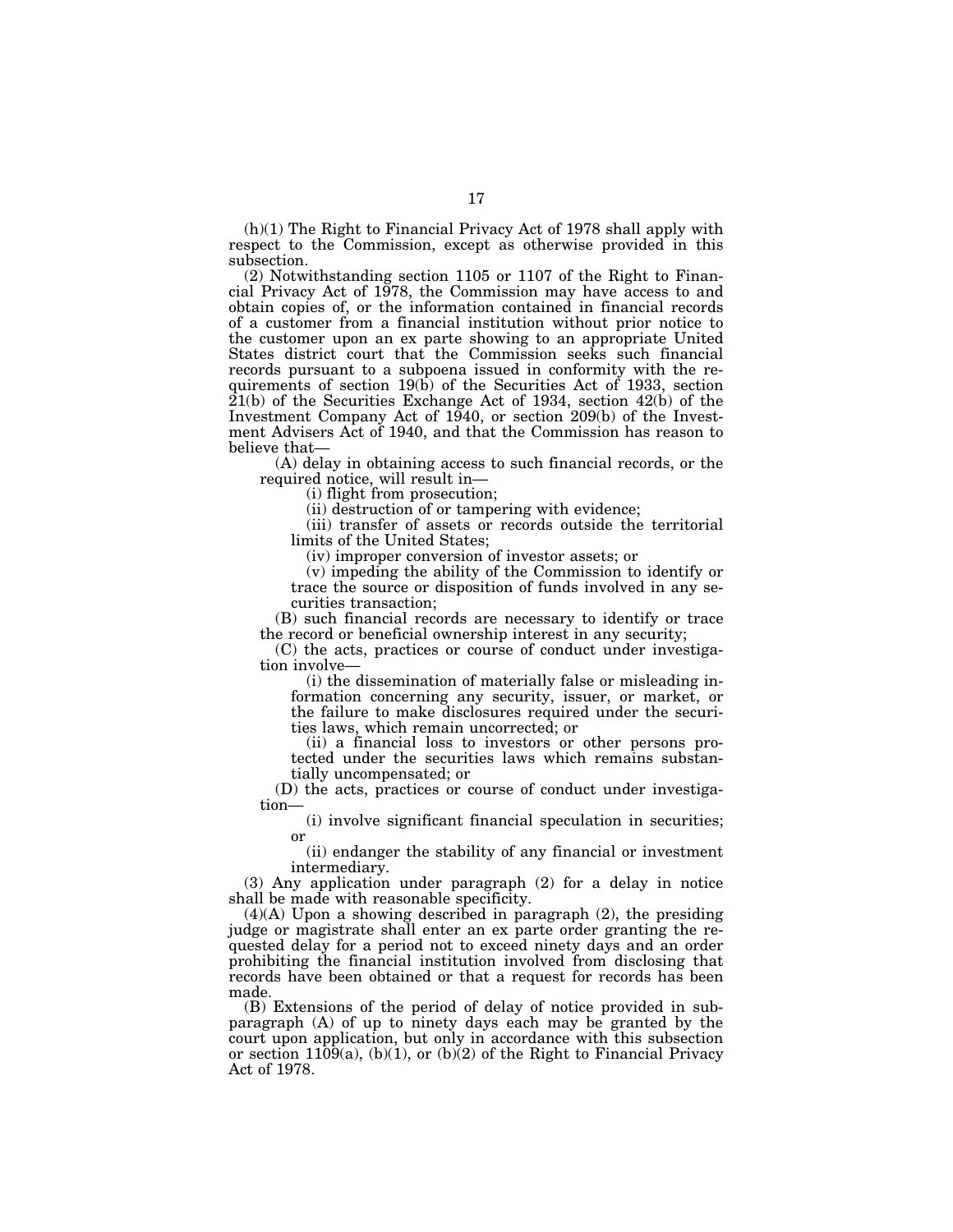(h)(1) The Right to Financial Privacy Act of 1978 shall apply with respect to the Commission, except as otherwise provided in this subsection.

(2) Notwithstanding section 1105 or 1107 of the Right to Financial Privacy Act of 1978, the Commission may have access to and obtain copies of, or the information contained in financial records of a customer from a financial institution without prior notice to the customer upon an ex parte showing to an appropriate United States district court that the Commission seeks such financial records pursuant to a subpoena issued in conformity with the requirements of section 19(b) of the Securities Act of 1933, section 21(b) of the Securities Exchange Act of 1934, section 42(b) of the Investment Company Act of 1940, or section 209(b) of the Investment Advisers Act of 1940, and that the Commission has reason to believe that—

(A) delay in obtaining access to such financial records, or the required notice, will result in—

(i) flight from prosecution;

(ii) destruction of or tampering with evidence;

(iii) transfer of assets or records outside the territorial limits of the United States;

(iv) improper conversion of investor assets; or

(v) impeding the ability of the Commission to identify or trace the source or disposition of funds involved in any securities transaction;

(B) such financial records are necessary to identify or trace the record or beneficial ownership interest in any security;

(C) the acts, practices or course of conduct under investigation involve—

(i) the dissemination of materially false or misleading information concerning any security, issuer, or market, or the failure to make disclosures required under the securities laws, which remain uncorrected; or

(ii) a financial loss to investors or other persons protected under the securities laws which remains substantially uncompensated; or

(D) the acts, practices or course of conduct under investigation—

(i) involve significant financial speculation in securities; or

(ii) endanger the stability of any financial or investment intermediary.

(3) Any application under paragraph (2) for a delay in notice shall be made with reasonable specificity.

(4)(A) Upon a showing described in paragraph (2), the presiding judge or magistrate shall enter an ex parte order granting the requested delay for a period not to exceed ninety days and an order prohibiting the financial institution involved from disclosing that records have been obtained or that a request for records has been made.

(B) Extensions of the period of delay of notice provided in subparagraph (A) of up to ninety days each may be granted by the court upon application, but only in accordance with this subsection or section 1109(a), (b)(1), or (b)(2) of the Right to Financial Privacy Act of 1978.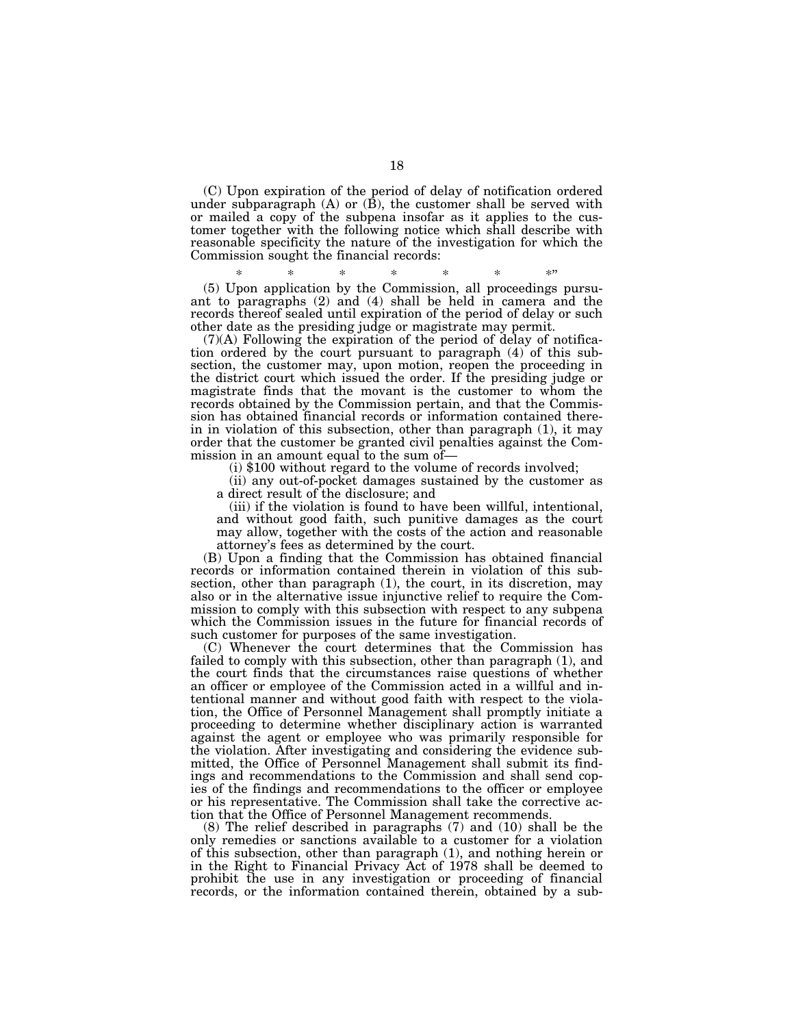(C) Upon expiration of the period of delay of notification ordered under subparagraph (A) or (B), the customer shall be served with or mailed a copy of the subpena insofar as it applies to the customer together with the following notice which shall describe with reasonable specificity the nature of the investigation for which the Commission sought the financial records:

\* \* \* \* \* \* \*"

(5) Upon application by the Commission, all proceedings pursuant to paragraphs (2) and (4) shall be held in camera and the records thereof sealed until expiration of the period of delay or such other date as the presiding judge or magistrate may permit.

(7)(A) Following the expiration of the period of delay of notification ordered by the court pursuant to paragraph (4) of this subsection, the customer may, upon motion, reopen the proceeding in the district court which issued the order. If the presiding judge or magistrate finds that the movant is the customer to whom the records obtained by the Commission pertain, and that the Commission has obtained financial records or information contained therein in violation of this subsection, other than paragraph (1), it may order that the customer be granted civil penalties against the Commission in an amount equal to the sum of—

(i) $100 without regard to the volume of records involved;

(ii) any out-of-pocket damages sustained by the customer as a direct result of the disclosure; and

(iii) if the violation is found to have been willful, intentional, and without good faith, such punitive damages as the court may allow, together with the costs of the action and reasonable attorney's fees as determined by the court.

(B) Upon a finding that the Commission has obtained financial records or information contained therein in violation of this subsection, other than paragraph (1), the court, in its discretion, may also or in the alternative issue injunctive relief to require the Commission to comply with this subsection with respect to any subpena which the Commission issues in the future for financial records of such customer for purposes of the same investigation.

(C) Whenever the court determines that the Commission has failed to comply with this subsection, other than paragraph (1), and the court finds that the circumstances raise questions of whether an officer or employee of the Commission acted in a willful and intentional manner and without good faith with respect to the violation, the Office of Personnel Management shall promptly initiate a proceeding to determine whether disciplinary action is warranted against the agent or employee who was primarily responsible for the violation. After investigating and considering the evidence submitted, the Office of Personnel Management shall submit its findings and recommendations to the Commission and shall send copies of the findings and recommendations to the officer or employee or his representative. The Commission shall take the corrective action that the Office of Personnel Management recommends.

(8) The relief described in paragraphs (7) and (10) shall be the only remedies or sanctions available to a customer for a violation of this subsection, other than paragraph (1), and nothing herein or in the Right to Financial Privacy Act of 1978 shall be deemed to prohibit the use in any investigation or proceeding of financial records, or the information contained therein, obtained by a sub-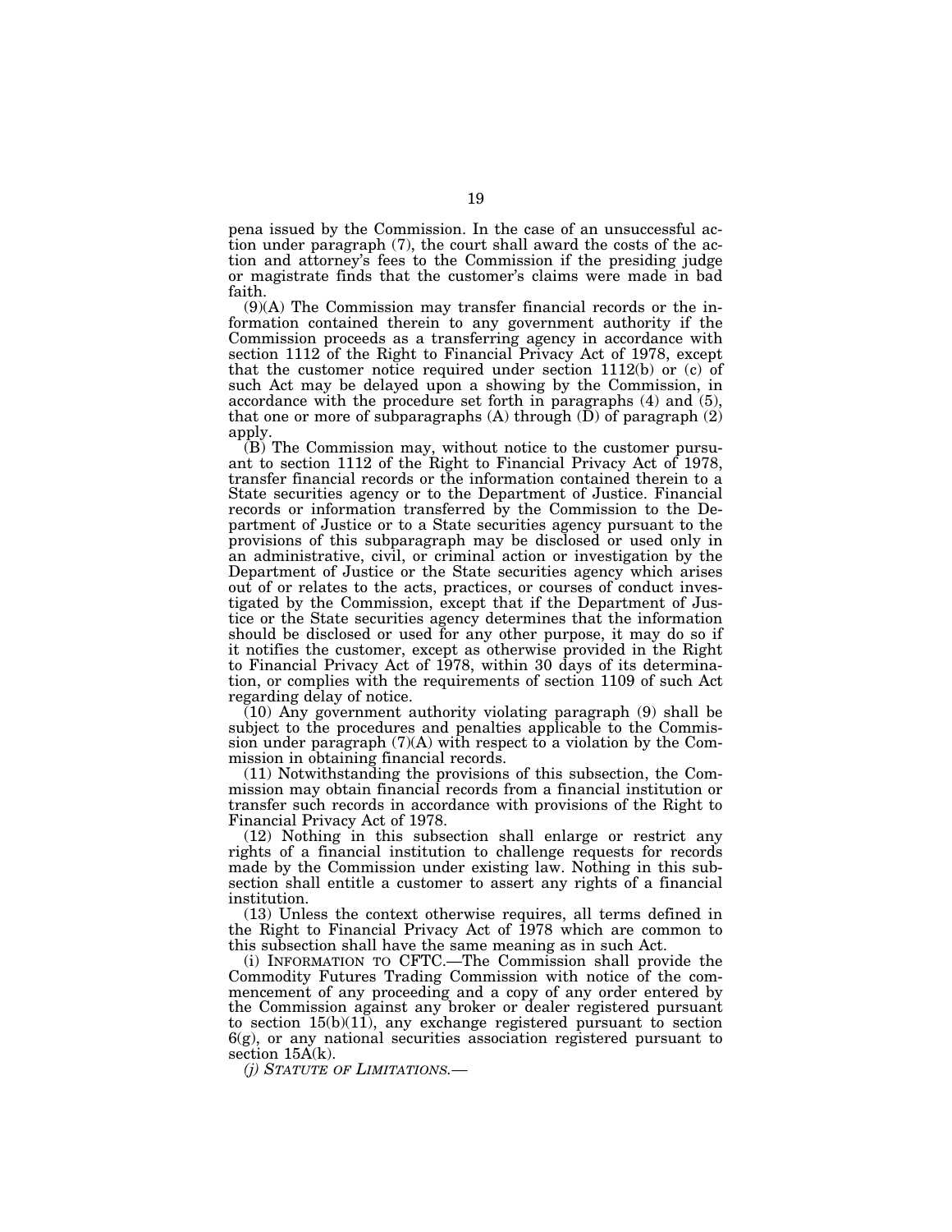pena issued by the Commission. In the case of an unsuccessful action under paragraph (7), the court shall award the costs of the action and attorney's fees to the Commission if the presiding judge or magistrate finds that the customer's claims were made in bad faith.

(9)(A) The Commission may transfer financial records or the information contained therein to any government authority if the Commission proceeds as a transferring agency in accordance with section 1112 of the Right to Financial Privacy Act of 1978, except that the customer notice required under section 1112(b) or (c) of such Act may be delayed upon a showing by the Commission, in accordance with the procedure set forth in paragraphs (4) and (5), that one or more of subparagraphs (A) through (D) of paragraph (2) apply.

(B) The Commission may, without notice to the customer pursuant to section 1112 of the Right to Financial Privacy Act of 1978, transfer financial records or the information contained therein to a State securities agency or to the Department of Justice. Financial records or information transferred by the Commission to the Department of Justice or to a State securities agency pursuant to the provisions of this subparagraph may be disclosed or used only in an administrative, civil, or criminal action or investigation by the Department of Justice or the State securities agency which arises out of or relates to the acts, practices, or courses of conduct investigated by the Commission, except that if the Department of Justice or the State securities agency determines that the information should be disclosed or used for any other purpose, it may do so if it notifies the customer, except as otherwise provided in the Right to Financial Privacy Act of 1978, within 30 days of its determination, or complies with the requirements of section 1109 of such Act regarding delay of notice.

(10) Any government authority violating paragraph (9) shall be subject to the procedures and penalties applicable to the Commission under paragraph (7)(A) with respect to a violation by the Commission in obtaining financial records.

(11) Notwithstanding the provisions of this subsection, the Commission may obtain financial records from a financial institution or transfer such records in accordance with provisions of the Right to Financial Privacy Act of 1978.

(12) Nothing in this subsection shall enlarge or restrict any rights of a financial institution to challenge requests for records made by the Commission under existing law. Nothing in this subsection shall entitle a customer to assert any rights of a financial institution.

(13) Unless the context otherwise requires, all terms defined in the Right to Financial Privacy Act of 1978 which are common to this subsection shall have the same meaning as in such Act.

(i) INFORMATION TO CFTC.—The Commission shall provide the Commodity Futures Trading Commission with notice of the commencement of any proceeding and a copy of any order entered by the Commission against any broker or dealer registered pursuant to section 15(b)(11), any exchange registered pursuant to section 6(g), or any national securities association registered pursuant to section 15A(k).

*(j) STATUTE OF LIMITATIONS.—*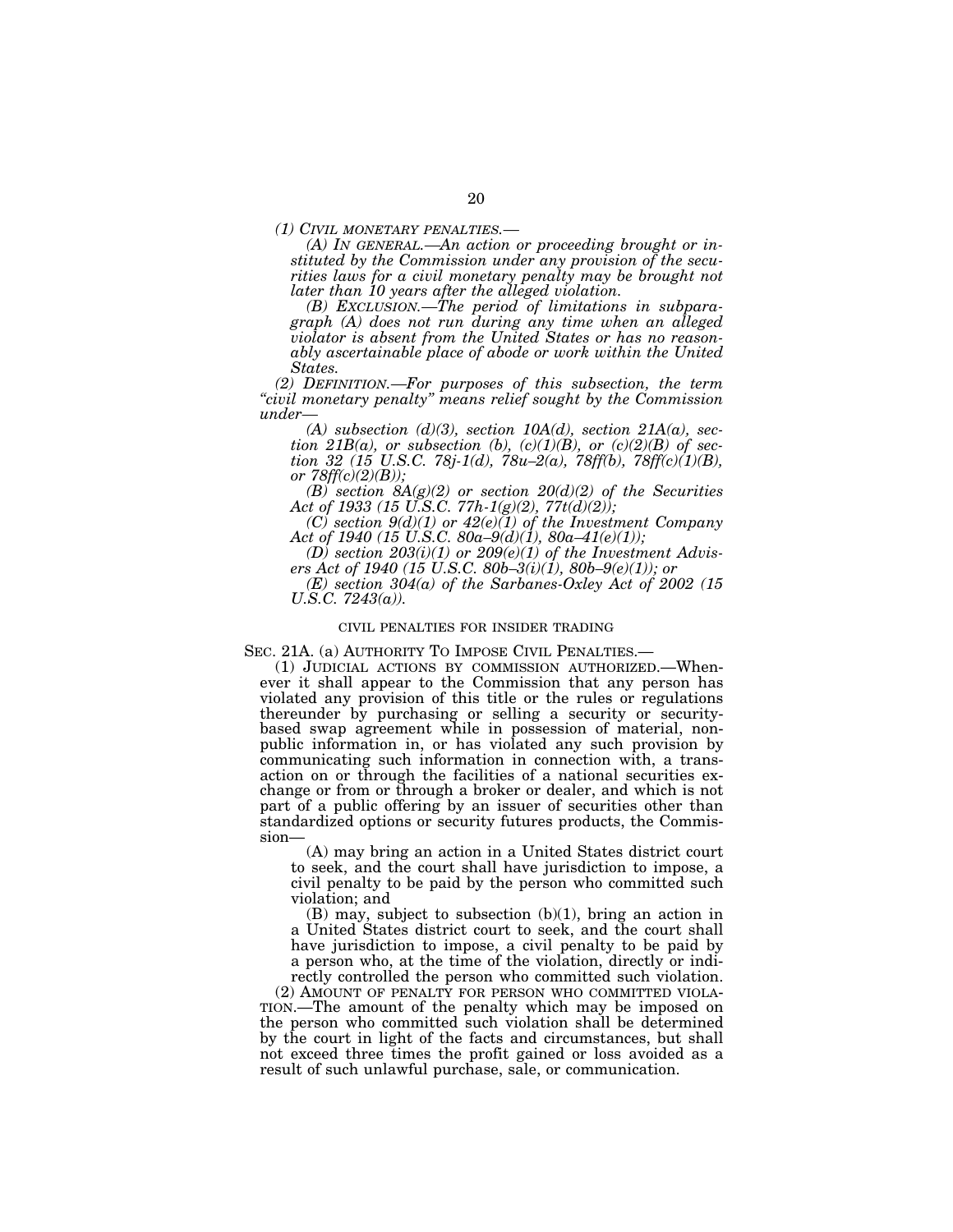*(1) CIVIL MONETARY PENALTIES.—*

*(A) IN GENERAL.—An action or proceeding brought or instituted by the Commission under any provision of the securities laws for a civil monetary penalty may be brought not later than 10 years after the alleged violation.*

*(B) EXCLUSION.—The period of limitations in subparagraph (A) does not run during any time when an alleged violator is absent from the United States or has no reasonably ascertainable place of abode or work within the United States.*

*(2) DEFINITION.—For purposes of this subsection, the term "civil monetary penalty" means relief sought by the Commission under—*

*(A) subsection (d)(3), section 10A(d), section 21A(a), section 21B(a), or subsection (b), (c)(1)(B), or (c)(2)(B) of section 32 (15 U.S.C. 78j-1(d), 78u–2(a), 78ff(b), 78ff(c)(1)(B), or 78ff(c)(2)(B));*

*(B) section 8A(g)(2) or section 20(d)(2) of the Securities Act of 1933 (15 U.S.C. 77h-1(g)(2), 77t(d)(2));*

*(C) section 9(d)(1) or 42(e)(1) of the Investment Company Act of 1940 (15 U.S.C. 80a–9(d)(1), 80a–41(e)(1));*

*(D) section 203(i)(1) or 209(e)(1) of the Investment Advisers Act of 1940 (15 U.S.C. 80b–3(i)(1), 80b–9(e)(1)); or*

*(E) section 304(a) of the Sarbanes-Oxley Act of 2002 (15 U.S.C. 7243(a)).*

CIVIL PENALTIES FOR INSIDER TRADING

SEC. 21A. (a) AUTHORITY TO IMPOSE CIVIL PENALTIES.—

(1) JUDICIAL ACTIONS BY COMMISSION AUTHORIZED.—Whenever it shall appear to the Commission that any person has violated any provision of this title or the rules or regulations thereunder by purchasing or selling a security or security-based swap agreement while in possession of material, nonpublic information in, or has violated any such provision by communicating such information in connection with, a transaction on or through the facilities of a national securities exchange or from or through a broker or dealer, and which is not part of a public offering by an issuer of securities other than standardized options or security futures products, the Commission—

(A) may bring an action in a United States district court to seek, and the court shall have jurisdiction to impose, a civil penalty to be paid by the person who committed such violation; and

(B) may, subject to subsection (b)(1), bring an action in a United States district court to seek, and the court shall have jurisdiction to impose, a civil penalty to be paid by a person who, at the time of the violation, directly or indirectly controlled the person who committed such violation.

(2) AMOUNT OF PENALTY FOR PERSON WHO COMMITTED VIOLATION.—The amount of the penalty which may be imposed on the person who committed such violation shall be determined by the court in light of the facts and circumstances, but shall not exceed three times the profit gained or loss avoided as a result of such unlawful purchase, sale, or communication.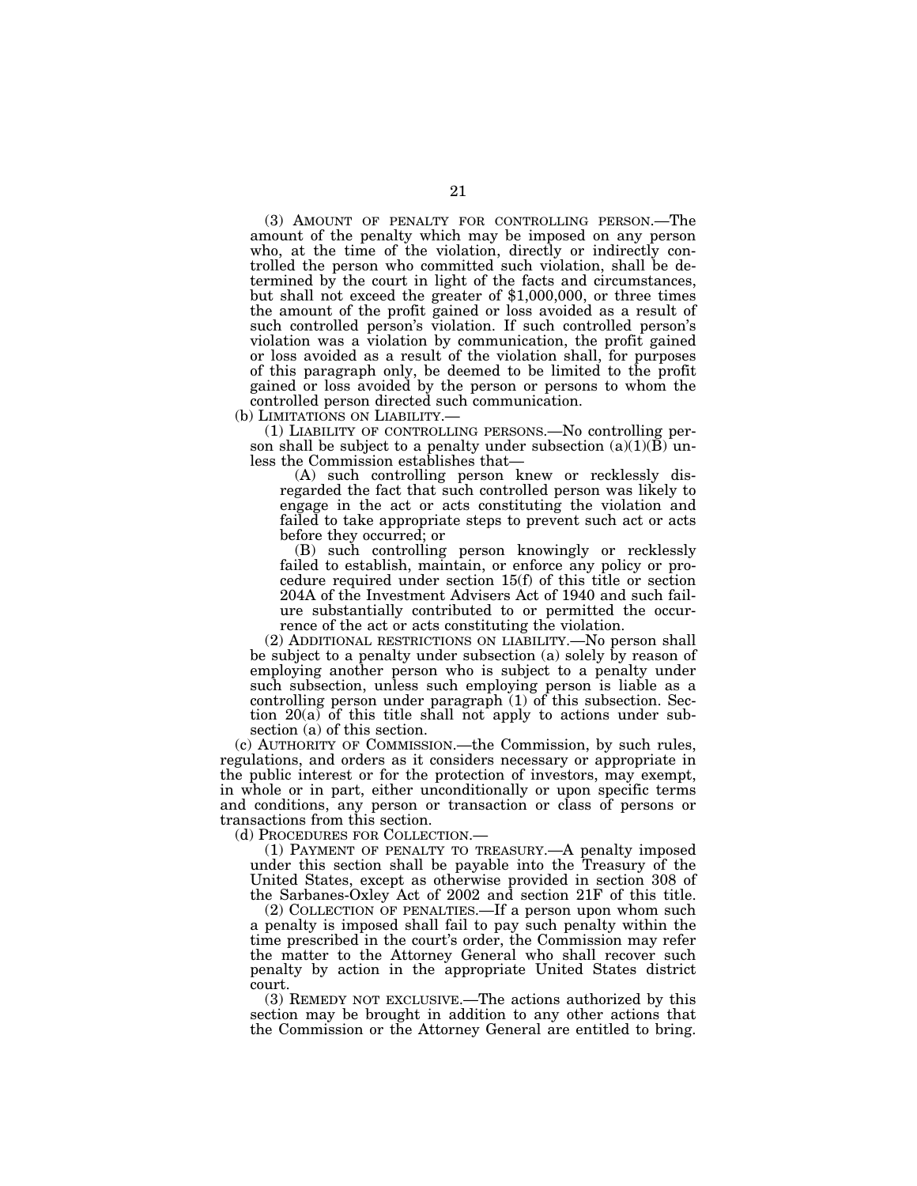(3) AMOUNT OF PENALTY FOR CONTROLLING PERSON.—The amount of the penalty which may be imposed on any person who, at the time of the violation, directly or indirectly controlled the person who committed such violation, shall be determined by the court in light of the facts and circumstances, but shall not exceed the greater of $1,000,000, or three times the amount of the profit gained or loss avoided as a result of such controlled person's violation. If such controlled person's violation was a violation by communication, the profit gained or loss avoided as a result of the violation shall, for purposes of this paragraph only, be deemed to be limited to the profit gained or loss avoided by the person or persons to whom the controlled person directed such communication.

(b) LIMITATIONS ON LIABILITY.—

(1) LIABILITY OF CONTROLLING PERSONS.—No controlling person shall be subject to a penalty under subsection (a)(1)(B) unless the Commission establishes that—

(A) such controlling person knew or recklessly disregarded the fact that such controlled person was likely to engage in the act or acts constituting the violation and failed to take appropriate steps to prevent such act or acts before they occurred; or

(B) such controlling person knowingly or recklessly failed to establish, maintain, or enforce any policy or procedure required under section 15(f) of this title or section 204A of the Investment Advisers Act of 1940 and such failure substantially contributed to or permitted the occurrence of the act or acts constituting the violation.

(2) ADDITIONAL RESTRICTIONS ON LIABILITY.—No person shall be subject to a penalty under subsection (a) solely by reason of employing another person who is subject to a penalty under such subsection, unless such employing person is liable as a controlling person under paragraph (1) of this subsection. Section 20(a) of this title shall not apply to actions under subsection (a) of this section.

(c) AUTHORITY OF COMMISSION.—the Commission, by such rules, regulations, and orders as it considers necessary or appropriate in the public interest or for the protection of investors, may exempt, in whole or in part, either unconditionally or upon specific terms and conditions, any person or transaction or class of persons or transactions from this section.

(d) PROCEDURES FOR COLLECTION.—

(1) PAYMENT OF PENALTY TO TREASURY.—A penalty imposed under this section shall be payable into the Treasury of the United States, except as otherwise provided in section 308 of the Sarbanes-Oxley Act of 2002 and section 21F of this title.

(2) COLLECTION OF PENALTIES.—If a person upon whom such a penalty is imposed shall fail to pay such penalty within the time prescribed in the court's order, the Commission may refer the matter to the Attorney General who shall recover such penalty by action in the appropriate United States district court.

(3) REMEDY NOT EXCLUSIVE.—The actions authorized by this section may be brought in addition to any other actions that the Commission or the Attorney General are entitled to bring.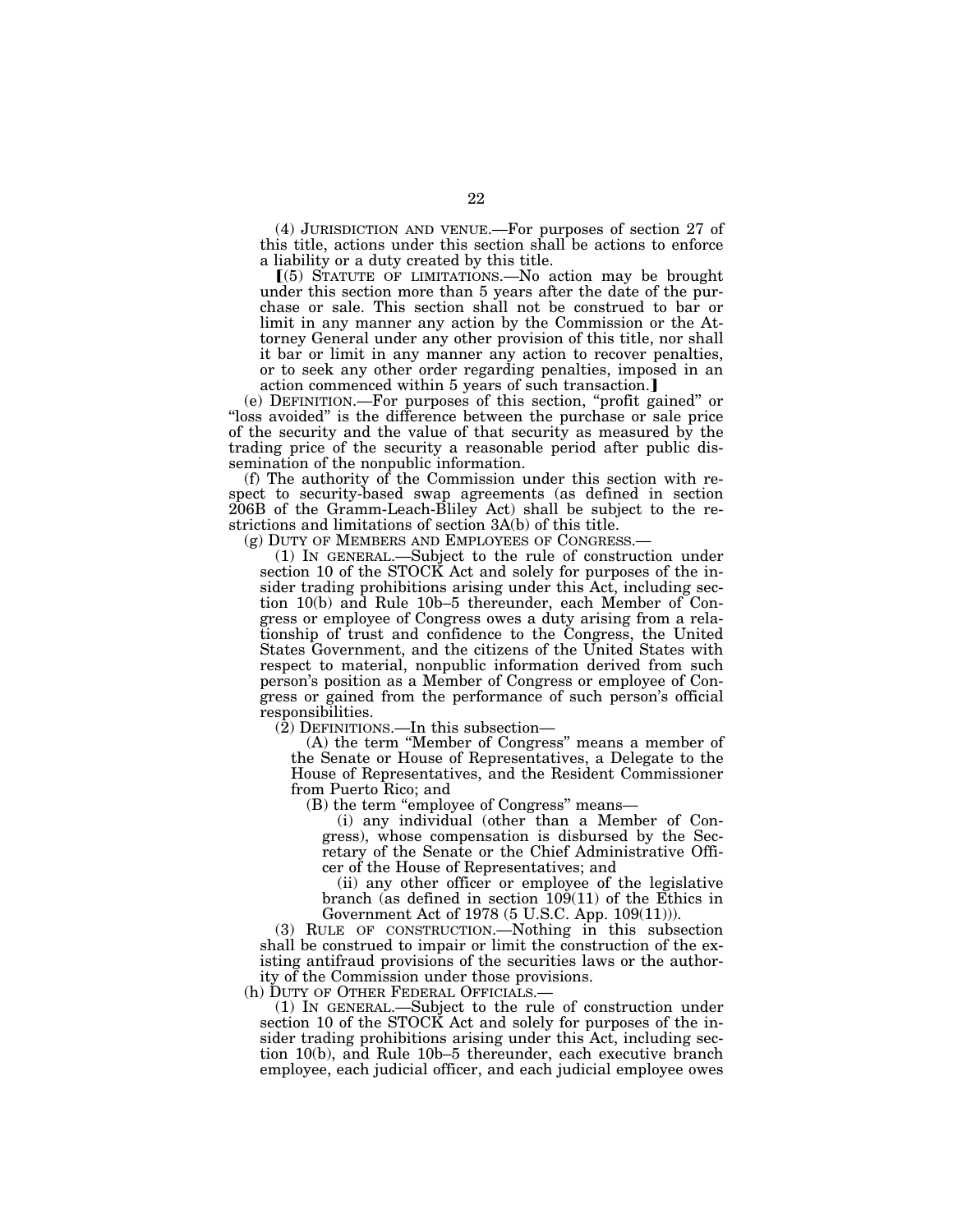(4) JURISDICTION AND VENUE.—For purposes of section 27 of this title, actions under this section shall be actions to enforce a liability or a duty created by this title.

⟦(5) STATUTE OF LIMITATIONS.—No action may be brought under this section more than 5 years after the date of the purchase or sale. This section shall not be construed to bar or limit in any manner any action by the Commission or the Attorney General under any other provision of this title, nor shall it bar or limit in any manner any action to recover penalties, or to seek any other order regarding penalties, imposed in an action commenced within 5 years of such transaction.⟧

(e) DEFINITION.—For purposes of this section, "profit gained" or "loss avoided" is the difference between the purchase or sale price of the security and the value of that security as measured by the trading price of the security a reasonable period after public dissemination of the nonpublic information.

(f) The authority of the Commission under this section with respect to security-based swap agreements (as defined in section 206B of the Gramm-Leach-Bliley Act) shall be subject to the restrictions and limitations of section 3A(b) of this title.

(g) DUTY OF MEMBERS AND EMPLOYEES OF CONGRESS.—

(1) IN GENERAL.—Subject to the rule of construction under section 10 of the STOCK Act and solely for purposes of the insider trading prohibitions arising under this Act, including section 10(b) and Rule 10b–5 thereunder, each Member of Congress or employee of Congress owes a duty arising from a relationship of trust and confidence to the Congress, the United States Government, and the citizens of the United States with respect to material, nonpublic information derived from such person's position as a Member of Congress or employee of Congress or gained from the performance of such person's official responsibilities.

(2) DEFINITIONS.—In this subsection—

(A) the term "Member of Congress" means a member of the Senate or House of Representatives, a Delegate to the House of Representatives, and the Resident Commissioner from Puerto Rico; and

(B) the term "employee of Congress" means—

(i) any individual (other than a Member of Congress), whose compensation is disbursed by the Secretary of the Senate or the Chief Administrative Officer of the House of Representatives; and

(ii) any other officer or employee of the legislative branch (as defined in section 109(11) of the Ethics in Government Act of 1978 (5 U.S.C. App. 109(11))).

(3) RULE OF CONSTRUCTION.—Nothing in this subsection shall be construed to impair or limit the construction of the existing antifraud provisions of the securities laws or the authority of the Commission under those provisions.

(h) DUTY OF OTHER FEDERAL OFFICIALS.—

(1) IN GENERAL.—Subject to the rule of construction under section 10 of the STOCK Act and solely for purposes of the insider trading prohibitions arising under this Act, including section 10(b), and Rule 10b–5 thereunder, each executive branch employee, each judicial officer, and each judicial employee owes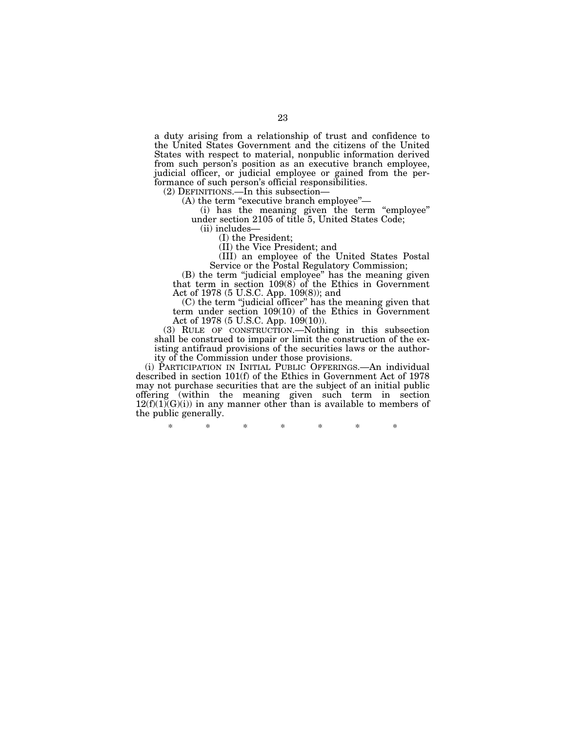a duty arising from a relationship of trust and confidence to the United States Government and the citizens of the United States with respect to material, nonpublic information derived from such person's position as an executive branch employee, judicial officer, or judicial employee or gained from the performance of such person's official responsibilities.

(2) DEFINITIONS.—In this subsection—

(A) the term "executive branch employee"—

(i) has the meaning given the term "employee" under section 2105 of title 5, United States Code;

(ii) includes—

(I) the President;

(II) the Vice President; and

(III) an employee of the United States Postal Service or the Postal Regulatory Commission;

(B) the term "judicial employee" has the meaning given that term in section 109(8) of the Ethics in Government Act of 1978 (5 U.S.C. App. 109(8)); and

(C) the term "judicial officer" has the meaning given that term under section 109(10) of the Ethics in Government Act of 1978 (5 U.S.C. App. 109(10)).

(3) RULE OF CONSTRUCTION.—Nothing in this subsection shall be construed to impair or limit the construction of the existing antifraud provisions of the securities laws or the authority of the Commission under those provisions.

(i) PARTICIPATION IN INITIAL PUBLIC OFFERINGS.—An individual described in section 101(f) of the Ethics in Government Act of 1978 may not purchase securities that are the subject of an initial public offering (within the meaning given such term in section 12(f)(1)(G)(i)) in any manner other than is available to members of the public generally.

\* \* \* \* \* \* \*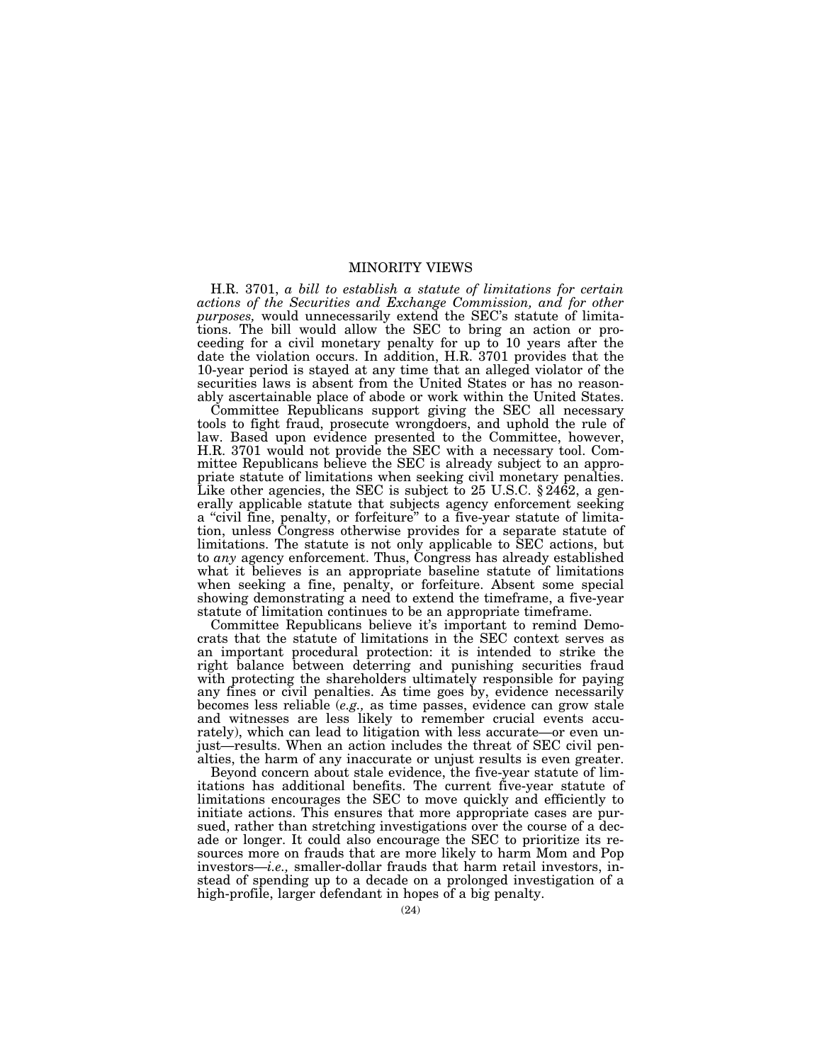# MINORITY VIEWS

H.R. 3701, *a bill to establish a statute of limitations for certain actions of the Securities and Exchange Commission, and for other purposes,* would unnecessarily extend the SEC's statute of limitations. The bill would allow the SEC to bring an action or proceeding for a civil monetary penalty for up to 10 years after the date the violation occurs. In addition, H.R. 3701 provides that the 10-year period is stayed at any time that an alleged violator of the securities laws is absent from the United States or has no reasonably ascertainable place of abode or work within the United States.

Committee Republicans support giving the SEC all necessary tools to fight fraud, prosecute wrongdoers, and uphold the rule of law. Based upon evidence presented to the Committee, however, H.R. 3701 would not provide the SEC with a necessary tool. Committee Republicans believe the SEC is already subject to an appropriate statute of limitations when seeking civil monetary penalties. Like other agencies, the SEC is subject to 25 U.S.C. § 2462, a generally applicable statute that subjects agency enforcement seeking a "civil fine, penalty, or forfeiture" to a five-year statute of limitation, unless Congress otherwise provides for a separate statute of limitations. The statute is not only applicable to SEC actions, but to *any* agency enforcement. Thus, Congress has already established what it believes is an appropriate baseline statute of limitations when seeking a fine, penalty, or forfeiture. Absent some special showing demonstrating a need to extend the timeframe, a five-year statute of limitation continues to be an appropriate timeframe.

Committee Republicans believe it's important to remind Democrats that the statute of limitations in the SEC context serves as an important procedural protection: it is intended to strike the right balance between deterring and punishing securities fraud with protecting the shareholders ultimately responsible for paying any fines or civil penalties. As time goes by, evidence necessarily becomes less reliable (*e.g.,* as time passes, evidence can grow stale and witnesses are less likely to remember crucial events accurately), which can lead to litigation with less accurate—or even unjust—results. When an action includes the threat of SEC civil penalties, the harm of any inaccurate or unjust results is even greater.

Beyond concern about stale evidence, the five-year statute of limitations has additional benefits. The current five-year statute of limitations encourages the SEC to move quickly and efficiently to initiate actions. This ensures that more appropriate cases are pursued, rather than stretching investigations over the course of a decade or longer. It could also encourage the SEC to prioritize its resources more on frauds that are more likely to harm Mom and Pop investors—*i.e.,* smaller-dollar frauds that harm retail investors, instead of spending up to a decade on a prolonged investigation of a high-profile, larger defendant in hopes of a big penalty.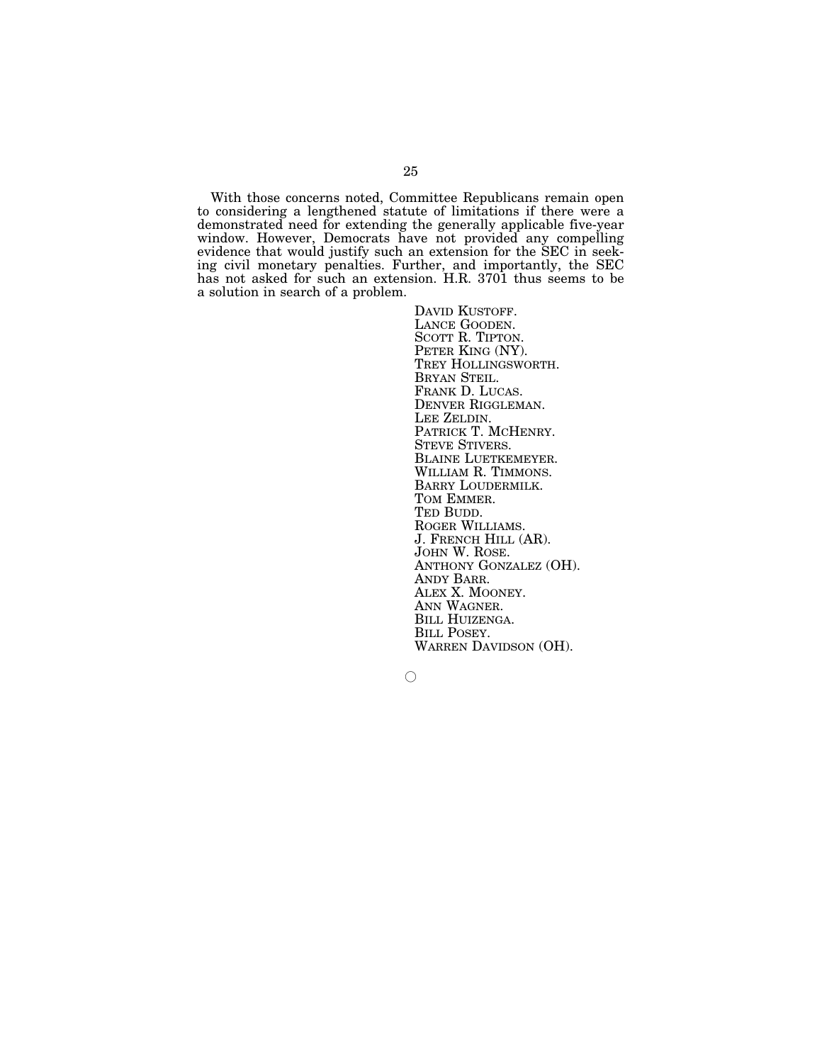With those concerns noted, Committee Republicans remain open to considering a lengthened statute of limitations if there were a demonstrated need for extending the generally applicable five-year window. However, Democrats have not provided any compelling evidence that would justify such an extension for the SEC in seeking civil monetary penalties. Further, and importantly, the SEC has not asked for such an extension. H.R. 3701 thus seems to be a solution in search of a problem.

DAVID KUSTOFF.
LANCE GOODEN.
SCOTT R. TIPTON.
PETER KING (NY).
TREY HOLLINGSWORTH.
BRYAN STEIL.
FRANK D. LUCAS.
DENVER RIGGLEMAN.
LEE ZELDIN.
PATRICK T. MCHENRY.
STEVE STIVERS.
BLAINE LUETKEMEYER.
WILLIAM R. TIMMONS.
BARRY LOUDERMILK.
TOM EMMER.
TED BUDD.
ROGER WILLIAMS.
J. FRENCH HILL (AR).
JOHN W. ROSE.
ANTHONY GONZALEZ (OH).
ANDY BARR.
ALEX X. MOONEY.
ANN WAGNER.
BILL HUIZENGA.
BILL POSEY.
WARREN DAVIDSON (OH).

○